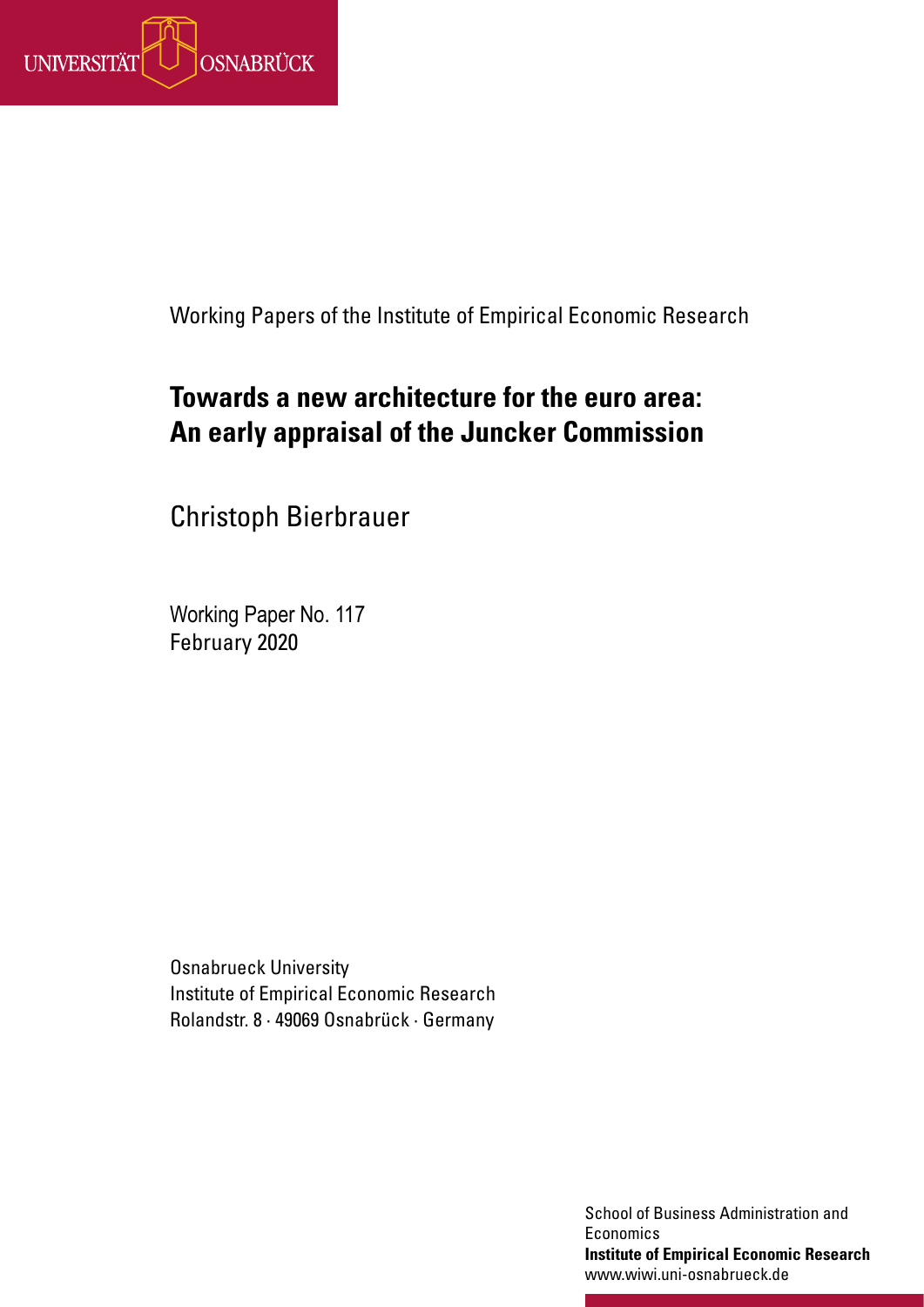UNIVERSITÄT OSNABRÜCK

Working Papers of the Institute of Empirical Economic Research

# Towards a new architecture for the euro area: An early appraisal of the Juncker Commission

Christoph Bierbrauer

Working Paper No. 117
February 2020

Osnabrueck University
Institute of Empirical Economic Research
Rolandstr. 8 · 49069 Osnabrück · Germany

School of Business Administration and Economics
**Institute of Empirical Economic Research**
www.wiwi.uni-osnabrueck.de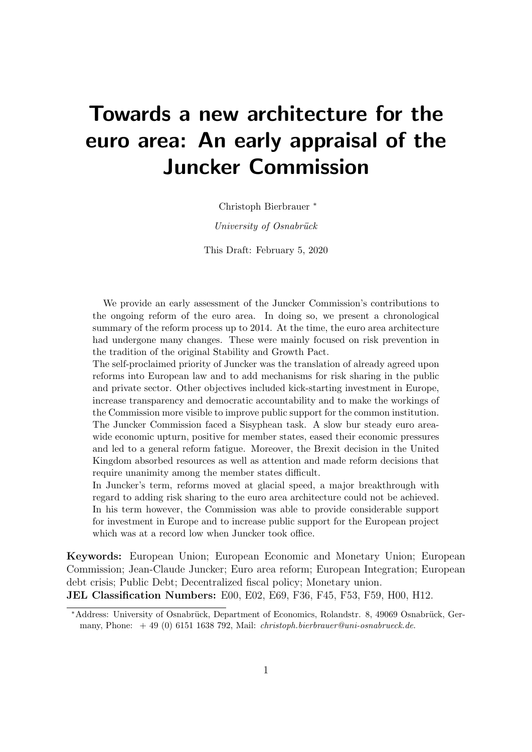# Towards a new architecture for the euro area: An early appraisal of the Juncker Commission

Christoph Bierbrauer *

*University of Osnabrück*

This Draft: February 5, 2020

We provide an early assessment of the Juncker Commission's contributions to the ongoing reform of the euro area. In doing so, we present a chronological summary of the reform process up to 2014. At the time, the euro area architecture had undergone many changes. These were mainly focused on risk prevention in the tradition of the original Stability and Growth Pact.

The self-proclaimed priority of Juncker was the translation of already agreed upon reforms into European law and to add mechanisms for risk sharing in the public and private sector. Other objectives included kick-starting investment in Europe, increase transparency and democratic accountability and to make the workings of the Commission more visible to improve public support for the common institution. The Juncker Commission faced a Sisyphean task. A slow bur steady euro area-wide economic upturn, positive for member states, eased their economic pressures and led to a general reform fatigue. Moreover, the Brexit decision in the United Kingdom absorbed resources as well as attention and made reform decisions that require unanimity among the member states difficult.

In Juncker's term, reforms moved at glacial speed, a major breakthrough with regard to adding risk sharing to the euro area architecture could not be achieved. In his term however, the Commission was able to provide considerable support for investment in Europe and to increase public support for the European project which was at a record low when Juncker took office.

**Keywords:** European Union; European Economic and Monetary Union; European Commission; Jean-Claude Juncker; Euro area reform; European Integration; European debt crisis; Public Debt; Decentralized fiscal policy; Monetary union.

**JEL Classification Numbers:** E00, E02, E69, F36, F45, F53, F59, H00, H12.

*Address: University of Osnabrück, Department of Economics, Rolandstr. 8, 49069 Osnabrück, Germany, Phone: + 49 (0) 6151 1638 792, Mail: *christoph.bierbrauer@uni-osnabrueck.de*.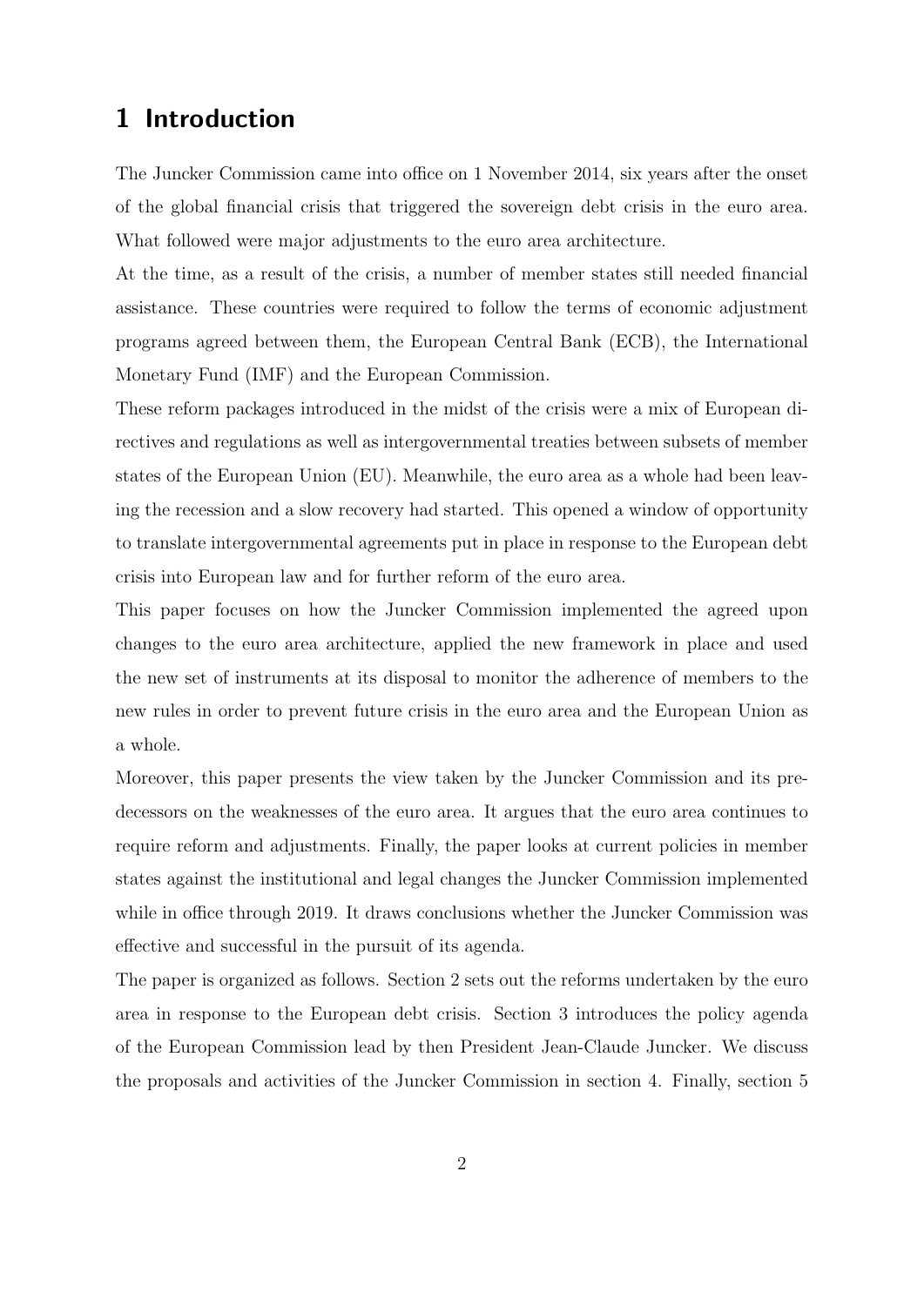# 1 Introduction

The Juncker Commission came into office on 1 November 2014, six years after the onset of the global financial crisis that triggered the sovereign debt crisis in the euro area. What followed were major adjustments to the euro area architecture.

At the time, as a result of the crisis, a number of member states still needed financial assistance. These countries were required to follow the terms of economic adjustment programs agreed between them, the European Central Bank (ECB), the International Monetary Fund (IMF) and the European Commission.

These reform packages introduced in the midst of the crisis were a mix of European directives and regulations as well as intergovernmental treaties between subsets of member states of the European Union (EU). Meanwhile, the euro area as a whole had been leaving the recession and a slow recovery had started. This opened a window of opportunity to translate intergovernmental agreements put in place in response to the European debt crisis into European law and for further reform of the euro area.

This paper focuses on how the Juncker Commission implemented the agreed upon changes to the euro area architecture, applied the new framework in place and used the new set of instruments at its disposal to monitor the adherence of members to the new rules in order to prevent future crisis in the euro area and the European Union as a whole.

Moreover, this paper presents the view taken by the Juncker Commission and its predecessors on the weaknesses of the euro area. It argues that the euro area continues to require reform and adjustments. Finally, the paper looks at current policies in member states against the institutional and legal changes the Juncker Commission implemented while in office through 2019. It draws conclusions whether the Juncker Commission was effective and successful in the pursuit of its agenda.

The paper is organized as follows. Section 2 sets out the reforms undertaken by the euro area in response to the European debt crisis. Section 3 introduces the policy agenda of the European Commission lead by then President Jean-Claude Juncker. We discuss the proposals and activities of the Juncker Commission in section 4. Finally, section 5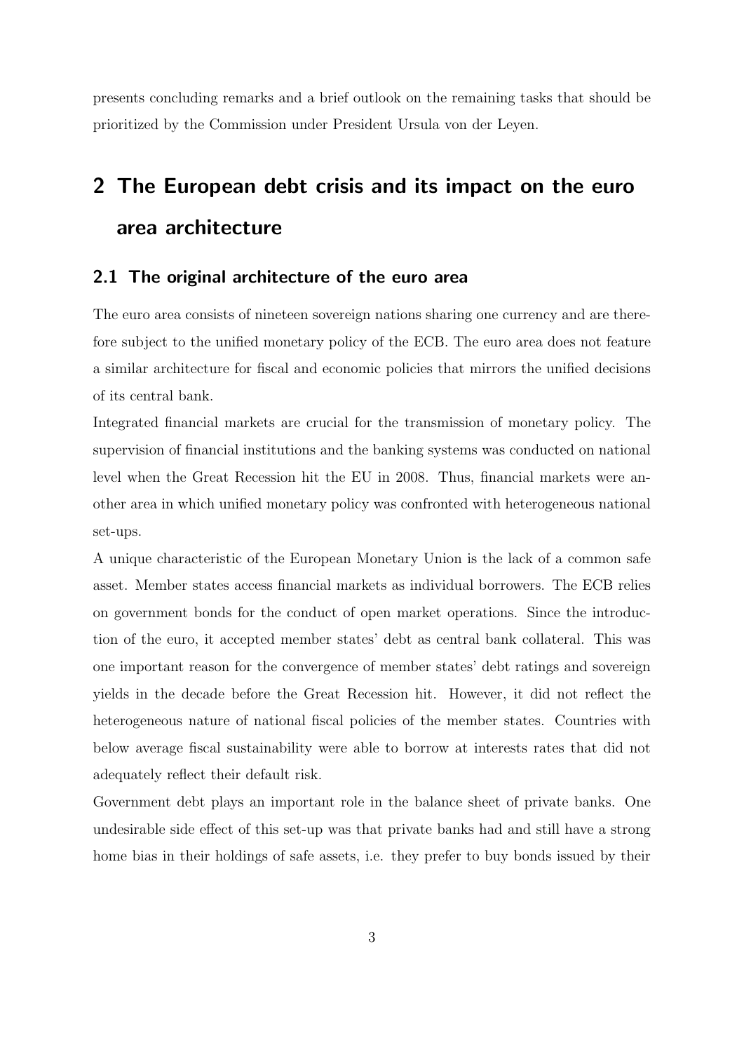presents concluding remarks and a brief outlook on the remaining tasks that should be prioritized by the Commission under President Ursula von der Leyen.

# 2 The European debt crisis and its impact on the euro area architecture

## 2.1 The original architecture of the euro area

The euro area consists of nineteen sovereign nations sharing one currency and are therefore subject to the unified monetary policy of the ECB. The euro area does not feature a similar architecture for fiscal and economic policies that mirrors the unified decisions of its central bank.

Integrated financial markets are crucial for the transmission of monetary policy. The supervision of financial institutions and the banking systems was conducted on national level when the Great Recession hit the EU in 2008. Thus, financial markets were another area in which unified monetary policy was confronted with heterogeneous national set-ups.

A unique characteristic of the European Monetary Union is the lack of a common safe asset. Member states access financial markets as individual borrowers. The ECB relies on government bonds for the conduct of open market operations. Since the introduction of the euro, it accepted member states' debt as central bank collateral. This was one important reason for the convergence of member states' debt ratings and sovereign yields in the decade before the Great Recession hit. However, it did not reflect the heterogeneous nature of national fiscal policies of the member states. Countries with below average fiscal sustainability were able to borrow at interests rates that did not adequately reflect their default risk.

Government debt plays an important role in the balance sheet of private banks. One undesirable side effect of this set-up was that private banks had and still have a strong home bias in their holdings of safe assets, i.e. they prefer to buy bonds issued by their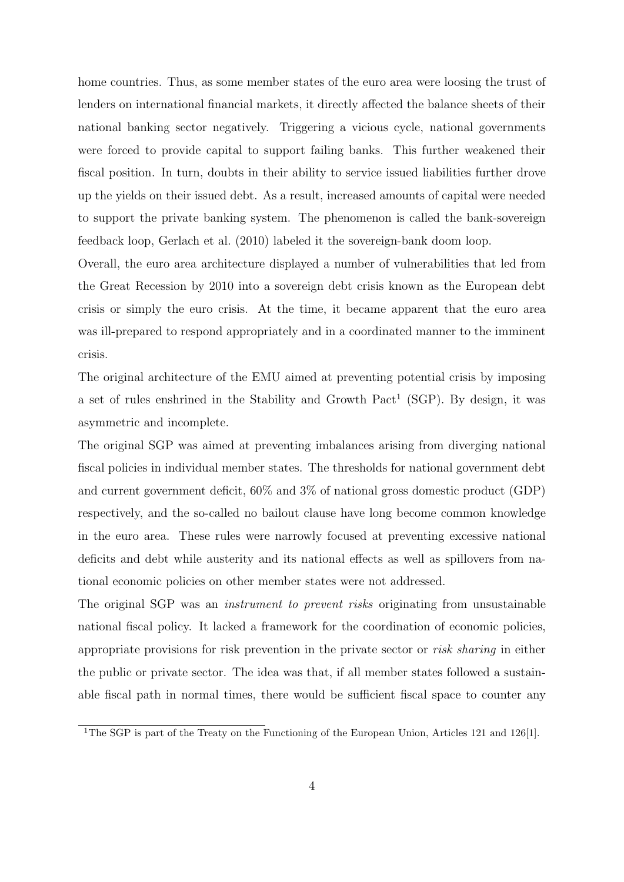home countries. Thus, as some member states of the euro area were loosing the trust of lenders on international financial markets, it directly affected the balance sheets of their national banking sector negatively. Triggering a vicious cycle, national governments were forced to provide capital to support failing banks. This further weakened their fiscal position. In turn, doubts in their ability to service issued liabilities further drove up the yields on their issued debt. As a result, increased amounts of capital were needed to support the private banking system. The phenomenon is called the bank-sovereign feedback loop, Gerlach et al. (2010) labeled it the sovereign-bank doom loop.

Overall, the euro area architecture displayed a number of vulnerabilities that led from the Great Recession by 2010 into a sovereign debt crisis known as the European debt crisis or simply the euro crisis. At the time, it became apparent that the euro area was ill-prepared to respond appropriately and in a coordinated manner to the imminent crisis.

The original architecture of the EMU aimed at preventing potential crisis by imposing a set of rules enshrined in the Stability and Growth Pact[1] (SGP). By design, it was asymmetric and incomplete.

The original SGP was aimed at preventing imbalances arising from diverging national fiscal policies in individual member states. The thresholds for national government debt and current government deficit, 60% and 3% of national gross domestic product (GDP) respectively, and the so-called no bailout clause have long become common knowledge in the euro area. These rules were narrowly focused at preventing excessive national deficits and debt while austerity and its national effects as well as spillovers from national economic policies on other member states were not addressed.

The original SGP was an *instrument to prevent risks* originating from unsustainable national fiscal policy. It lacked a framework for the coordination of economic policies, appropriate provisions for risk prevention in the private sector or *risk sharing* in either the public or private sector. The idea was that, if all member states followed a sustainable fiscal path in normal times, there would be sufficient fiscal space to counter any

[1]The SGP is part of the Treaty on the Functioning of the European Union, Articles 121 and 126[1].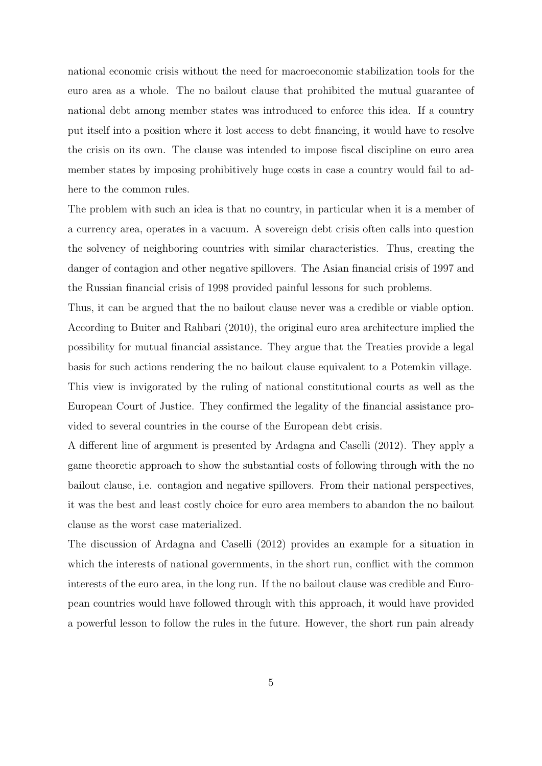national economic crisis without the need for macroeconomic stabilization tools for the euro area as a whole. The no bailout clause that prohibited the mutual guarantee of national debt among member states was introduced to enforce this idea. If a country put itself into a position where it lost access to debt financing, it would have to resolve the crisis on its own. The clause was intended to impose fiscal discipline on euro area member states by imposing prohibitively huge costs in case a country would fail to adhere to the common rules.

The problem with such an idea is that no country, in particular when it is a member of a currency area, operates in a vacuum. A sovereign debt crisis often calls into question the solvency of neighboring countries with similar characteristics. Thus, creating the danger of contagion and other negative spillovers. The Asian financial crisis of 1997 and the Russian financial crisis of 1998 provided painful lessons for such problems.

Thus, it can be argued that the no bailout clause never was a credible or viable option. According to Buiter and Rahbari (2010), the original euro area architecture implied the possibility for mutual financial assistance. They argue that the Treaties provide a legal basis for such actions rendering the no bailout clause equivalent to a Potemkin village. This view is invigorated by the ruling of national constitutional courts as well as the European Court of Justice. They confirmed the legality of the financial assistance provided to several countries in the course of the European debt crisis.

A different line of argument is presented by Ardagna and Caselli (2012). They apply a game theoretic approach to show the substantial costs of following through with the no bailout clause, i.e. contagion and negative spillovers. From their national perspectives, it was the best and least costly choice for euro area members to abandon the no bailout clause as the worst case materialized.

The discussion of Ardagna and Caselli (2012) provides an example for a situation in which the interests of national governments, in the short run, conflict with the common interests of the euro area, in the long run. If the no bailout clause was credible and European countries would have followed through with this approach, it would have provided a powerful lesson to follow the rules in the future. However, the short run pain already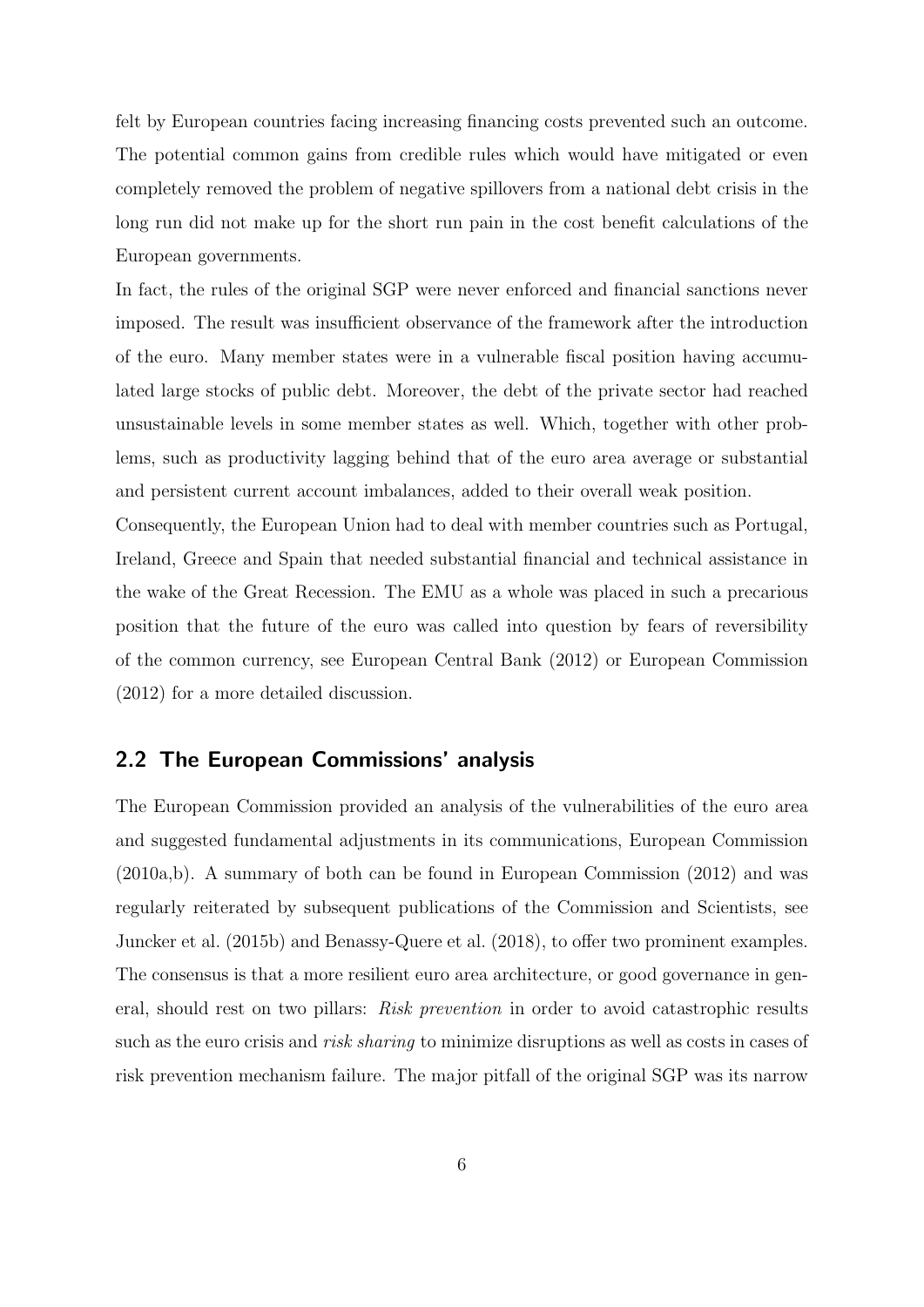felt by European countries facing increasing financing costs prevented such an outcome. The potential common gains from credible rules which would have mitigated or even completely removed the problem of negative spillovers from a national debt crisis in the long run did not make up for the short run pain in the cost benefit calculations of the European governments.

In fact, the rules of the original SGP were never enforced and financial sanctions never imposed. The result was insufficient observance of the framework after the introduction of the euro. Many member states were in a vulnerable fiscal position having accumulated large stocks of public debt. Moreover, the debt of the private sector had reached unsustainable levels in some member states as well. Which, together with other problems, such as productivity lagging behind that of the euro area average or substantial and persistent current account imbalances, added to their overall weak position.

Consequently, the European Union had to deal with member countries such as Portugal, Ireland, Greece and Spain that needed substantial financial and technical assistance in the wake of the Great Recession. The EMU as a whole was placed in such a precarious position that the future of the euro was called into question by fears of reversibility of the common currency, see European Central Bank (2012) or European Commission (2012) for a more detailed discussion.

## 2.2 The European Commissions' analysis

The European Commission provided an analysis of the vulnerabilities of the euro area and suggested fundamental adjustments in its communications, European Commission (2010a,b). A summary of both can be found in European Commission (2012) and was regularly reiterated by subsequent publications of the Commission and Scientists, see Juncker et al. (2015b) and Benassy-Quere et al. (2018), to offer two prominent examples. The consensus is that a more resilient euro area architecture, or good governance in general, should rest on two pillars: *Risk prevention* in order to avoid catastrophic results such as the euro crisis and *risk sharing* to minimize disruptions as well as costs in cases of risk prevention mechanism failure. The major pitfall of the original SGP was its narrow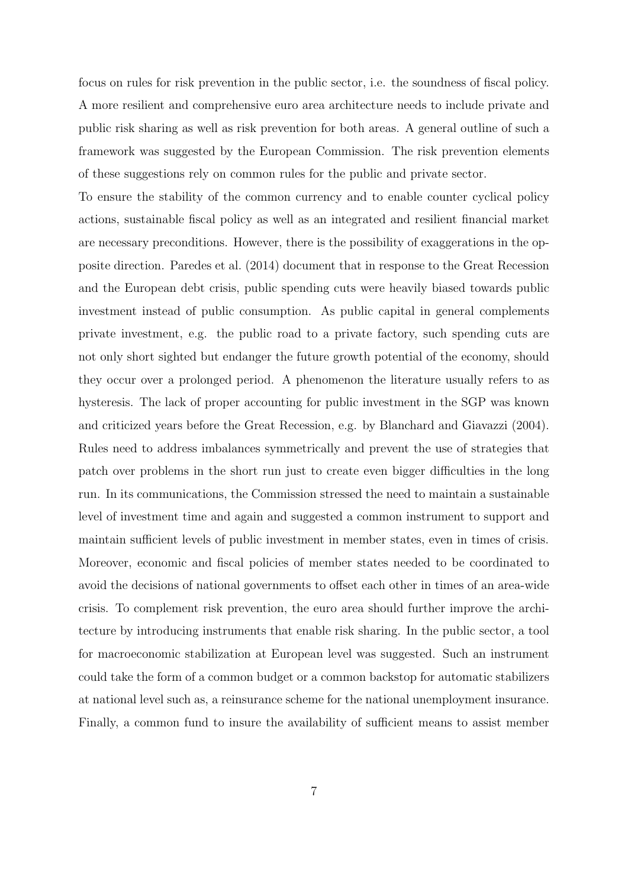focus on rules for risk prevention in the public sector, i.e. the soundness of fiscal policy. A more resilient and comprehensive euro area architecture needs to include private and public risk sharing as well as risk prevention for both areas. A general outline of such a framework was suggested by the European Commission. The risk prevention elements of these suggestions rely on common rules for the public and private sector.

To ensure the stability of the common currency and to enable counter cyclical policy actions, sustainable fiscal policy as well as an integrated and resilient financial market are necessary preconditions. However, there is the possibility of exaggerations in the opposite direction. Paredes et al. (2014) document that in response to the Great Recession and the European debt crisis, public spending cuts were heavily biased towards public investment instead of public consumption. As public capital in general complements private investment, e.g. the public road to a private factory, such spending cuts are not only short sighted but endanger the future growth potential of the economy, should they occur over a prolonged period. A phenomenon the literature usually refers to as hysteresis. The lack of proper accounting for public investment in the SGP was known and criticized years before the Great Recession, e.g. by Blanchard and Giavazzi (2004). Rules need to address imbalances symmetrically and prevent the use of strategies that patch over problems in the short run just to create even bigger difficulties in the long run. In its communications, the Commission stressed the need to maintain a sustainable level of investment time and again and suggested a common instrument to support and maintain sufficient levels of public investment in member states, even in times of crisis. Moreover, economic and fiscal policies of member states needed to be coordinated to avoid the decisions of national governments to offset each other in times of an area-wide crisis. To complement risk prevention, the euro area should further improve the architecture by introducing instruments that enable risk sharing. In the public sector, a tool for macroeconomic stabilization at European level was suggested. Such an instrument could take the form of a common budget or a common backstop for automatic stabilizers at national level such as, a reinsurance scheme for the national unemployment insurance. Finally, a common fund to insure the availability of sufficient means to assist member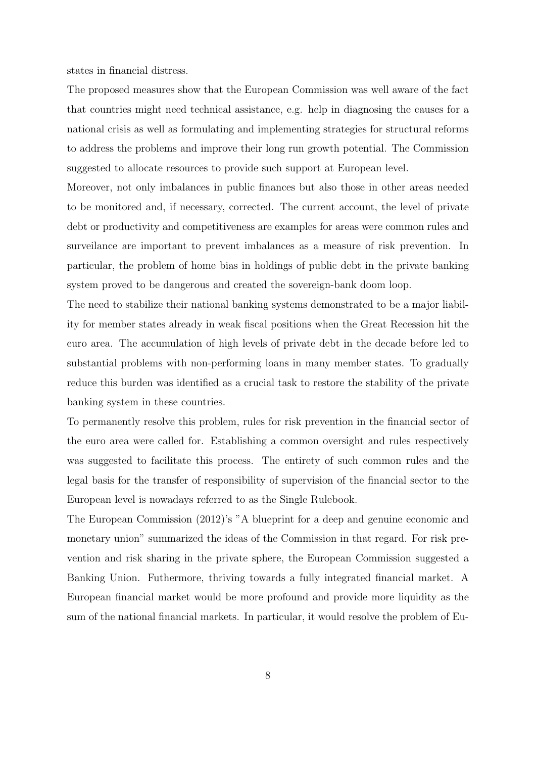states in financial distress.

The proposed measures show that the European Commission was well aware of the fact that countries might need technical assistance, e.g. help in diagnosing the causes for a national crisis as well as formulating and implementing strategies for structural reforms to address the problems and improve their long run growth potential. The Commission suggested to allocate resources to provide such support at European level.

Moreover, not only imbalances in public finances but also those in other areas needed to be monitored and, if necessary, corrected. The current account, the level of private debt or productivity and competitiveness are examples for areas were common rules and surveilance are important to prevent imbalances as a measure of risk prevention. In particular, the problem of home bias in holdings of public debt in the private banking system proved to be dangerous and created the sovereign-bank doom loop.

The need to stabilize their national banking systems demonstrated to be a major liability for member states already in weak fiscal positions when the Great Recession hit the euro area. The accumulation of high levels of private debt in the decade before led to substantial problems with non-performing loans in many member states. To gradually reduce this burden was identified as a crucial task to restore the stability of the private banking system in these countries.

To permanently resolve this problem, rules for risk prevention in the financial sector of the euro area were called for. Establishing a common oversight and rules respectively was suggested to facilitate this process. The entirety of such common rules and the legal basis for the transfer of responsibility of supervision of the financial sector to the European level is nowadays referred to as the Single Rulebook.

The European Commission (2012)'s "A blueprint for a deep and genuine economic and monetary union" summarized the ideas of the Commission in that regard. For risk prevention and risk sharing in the private sphere, the European Commission suggested a Banking Union. Futhermore, thriving towards a fully integrated financial market. A European financial market would be more profound and provide more liquidity as the sum of the national financial markets. In particular, it would resolve the problem of Eu-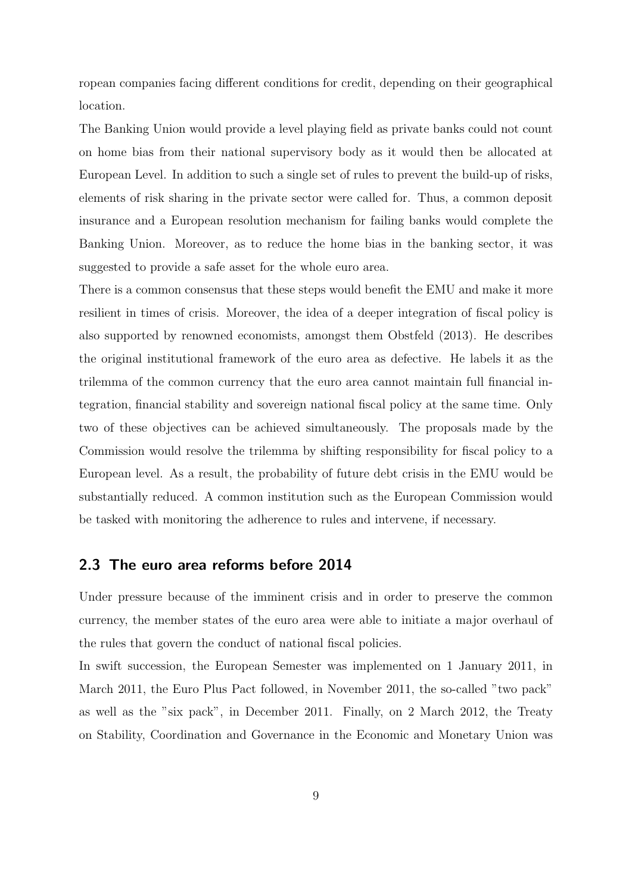ropean companies facing different conditions for credit, depending on their geographical location.

The Banking Union would provide a level playing field as private banks could not count on home bias from their national supervisory body as it would then be allocated at European Level. In addition to such a single set of rules to prevent the build-up of risks, elements of risk sharing in the private sector were called for. Thus, a common deposit insurance and a European resolution mechanism for failing banks would complete the Banking Union. Moreover, as to reduce the home bias in the banking sector, it was suggested to provide a safe asset for the whole euro area.

There is a common consensus that these steps would benefit the EMU and make it more resilient in times of crisis. Moreover, the idea of a deeper integration of fiscal policy is also supported by renowned economists, amongst them Obstfeld (2013). He describes the original institutional framework of the euro area as defective. He labels it as the trilemma of the common currency that the euro area cannot maintain full financial integration, financial stability and sovereign national fiscal policy at the same time. Only two of these objectives can be achieved simultaneously. The proposals made by the Commission would resolve the trilemma by shifting responsibility for fiscal policy to a European level. As a result, the probability of future debt crisis in the EMU would be substantially reduced. A common institution such as the European Commission would be tasked with monitoring the adherence to rules and intervene, if necessary.

## 2.3 The euro area reforms before 2014

Under pressure because of the imminent crisis and in order to preserve the common currency, the member states of the euro area were able to initiate a major overhaul of the rules that govern the conduct of national fiscal policies.

In swift succession, the European Semester was implemented on 1 January 2011, in March 2011, the Euro Plus Pact followed, in November 2011, the so-called "two pack" as well as the "six pack", in December 2011. Finally, on 2 March 2012, the Treaty on Stability, Coordination and Governance in the Economic and Monetary Union was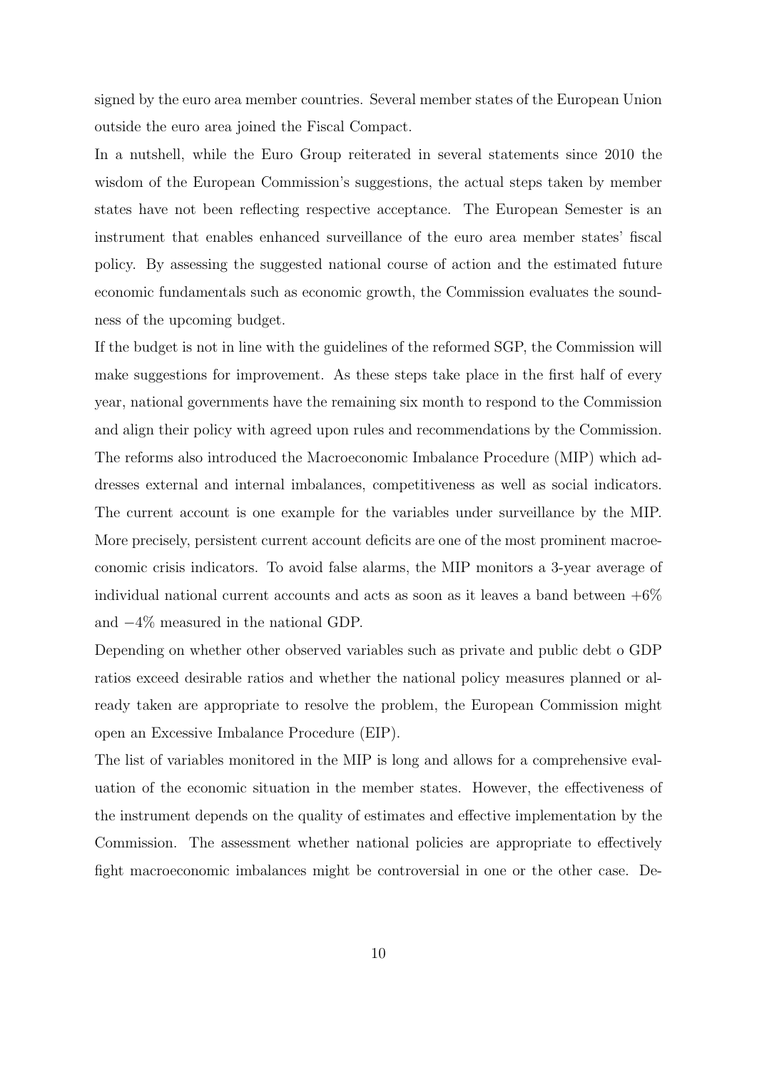signed by the euro area member countries. Several member states of the European Union outside the euro area joined the Fiscal Compact.

In a nutshell, while the Euro Group reiterated in several statements since 2010 the wisdom of the European Commission's suggestions, the actual steps taken by member states have not been reflecting respective acceptance. The European Semester is an instrument that enables enhanced surveillance of the euro area member states' fiscal policy. By assessing the suggested national course of action and the estimated future economic fundamentals such as economic growth, the Commission evaluates the soundness of the upcoming budget.

If the budget is not in line with the guidelines of the reformed SGP, the Commission will make suggestions for improvement. As these steps take place in the first half of every year, national governments have the remaining six month to respond to the Commission and align their policy with agreed upon rules and recommendations by the Commission. The reforms also introduced the Macroeconomic Imbalance Procedure (MIP) which addresses external and internal imbalances, competitiveness as well as social indicators. The current account is one example for the variables under surveillance by the MIP. More precisely, persistent current account deficits are one of the most prominent macroeconomic crisis indicators. To avoid false alarms, the MIP monitors a 3-year average of individual national current accounts and acts as soon as it leaves a band between $+6\%$ and $-4\%$ measured in the national GDP.

Depending on whether other observed variables such as private and public debt o GDP ratios exceed desirable ratios and whether the national policy measures planned or already taken are appropriate to resolve the problem, the European Commission might open an Excessive Imbalance Procedure (EIP).

The list of variables monitored in the MIP is long and allows for a comprehensive evaluation of the economic situation in the member states. However, the effectiveness of the instrument depends on the quality of estimates and effective implementation by the Commission. The assessment whether national policies are appropriate to effectively fight macroeconomic imbalances might be controversial in one or the other case. De-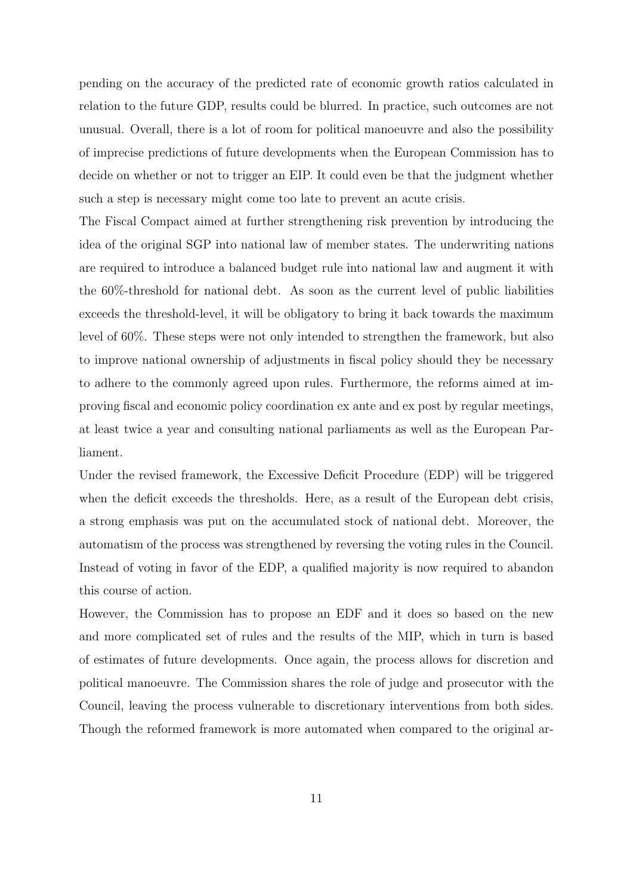pending on the accuracy of the predicted rate of economic growth ratios calculated in relation to the future GDP, results could be blurred. In practice, such outcomes are not unusual. Overall, there is a lot of room for political manoeuvre and also the possibility of imprecise predictions of future developments when the European Commission has to decide on whether or not to trigger an EIP. It could even be that the judgment whether such a step is necessary might come too late to prevent an acute crisis.

The Fiscal Compact aimed at further strengthening risk prevention by introducing the idea of the original SGP into national law of member states. The underwriting nations are required to introduce a balanced budget rule into national law and augment it with the 60%-threshold for national debt. As soon as the current level of public liabilities exceeds the threshold-level, it will be obligatory to bring it back towards the maximum level of 60%. These steps were not only intended to strengthen the framework, but also to improve national ownership of adjustments in fiscal policy should they be necessary to adhere to the commonly agreed upon rules. Furthermore, the reforms aimed at improving fiscal and economic policy coordination ex ante and ex post by regular meetings, at least twice a year and consulting national parliaments as well as the European Parliament.

Under the revised framework, the Excessive Deficit Procedure (EDP) will be triggered when the deficit exceeds the thresholds. Here, as a result of the European debt crisis, a strong emphasis was put on the accumulated stock of national debt. Moreover, the automatism of the process was strengthened by reversing the voting rules in the Council. Instead of voting in favor of the EDP, a qualified majority is now required to abandon this course of action.

However, the Commission has to propose an EDF and it does so based on the new and more complicated set of rules and the results of the MIP, which in turn is based of estimates of future developments. Once again, the process allows for discretion and political manoeuvre. The Commission shares the role of judge and prosecutor with the Council, leaving the process vulnerable to discretionary interventions from both sides. Though the reformed framework is more automated when compared to the original ar-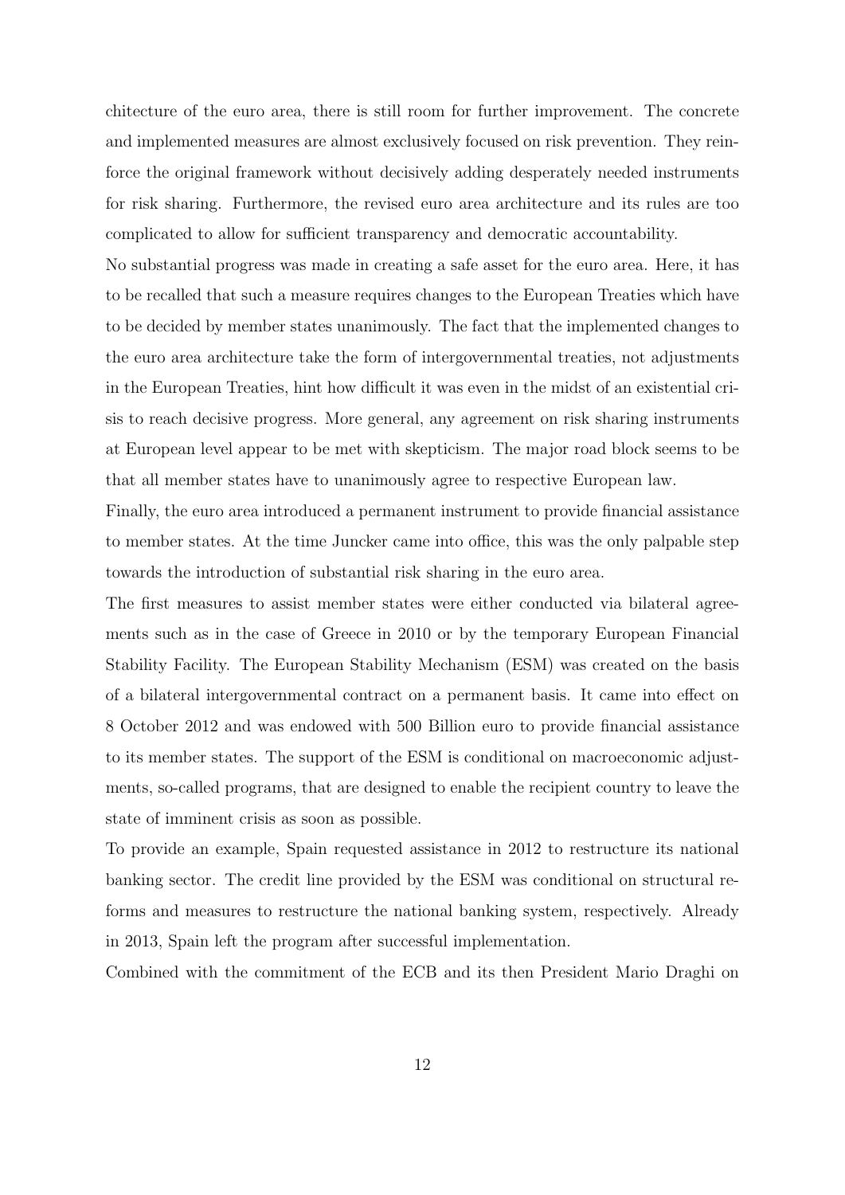chitecture of the euro area, there is still room for further improvement. The concrete and implemented measures are almost exclusively focused on risk prevention. They reinforce the original framework without decisively adding desperately needed instruments for risk sharing. Furthermore, the revised euro area architecture and its rules are too complicated to allow for sufficient transparency and democratic accountability.

No substantial progress was made in creating a safe asset for the euro area. Here, it has to be recalled that such a measure requires changes to the European Treaties which have to be decided by member states unanimously. The fact that the implemented changes to the euro area architecture take the form of intergovernmental treaties, not adjustments in the European Treaties, hint how difficult it was even in the midst of an existential crisis to reach decisive progress. More general, any agreement on risk sharing instruments at European level appear to be met with skepticism. The major road block seems to be that all member states have to unanimously agree to respective European law.

Finally, the euro area introduced a permanent instrument to provide financial assistance to member states. At the time Juncker came into office, this was the only palpable step towards the introduction of substantial risk sharing in the euro area.

The first measures to assist member states were either conducted via bilateral agreements such as in the case of Greece in 2010 or by the temporary European Financial Stability Facility. The European Stability Mechanism (ESM) was created on the basis of a bilateral intergovernmental contract on a permanent basis. It came into effect on 8 October 2012 and was endowed with 500 Billion euro to provide financial assistance to its member states. The support of the ESM is conditional on macroeconomic adjustments, so-called programs, that are designed to enable the recipient country to leave the state of imminent crisis as soon as possible.

To provide an example, Spain requested assistance in 2012 to restructure its national banking sector. The credit line provided by the ESM was conditional on structural reforms and measures to restructure the national banking system, respectively. Already in 2013, Spain left the program after successful implementation.

Combined with the commitment of the ECB and its then President Mario Draghi on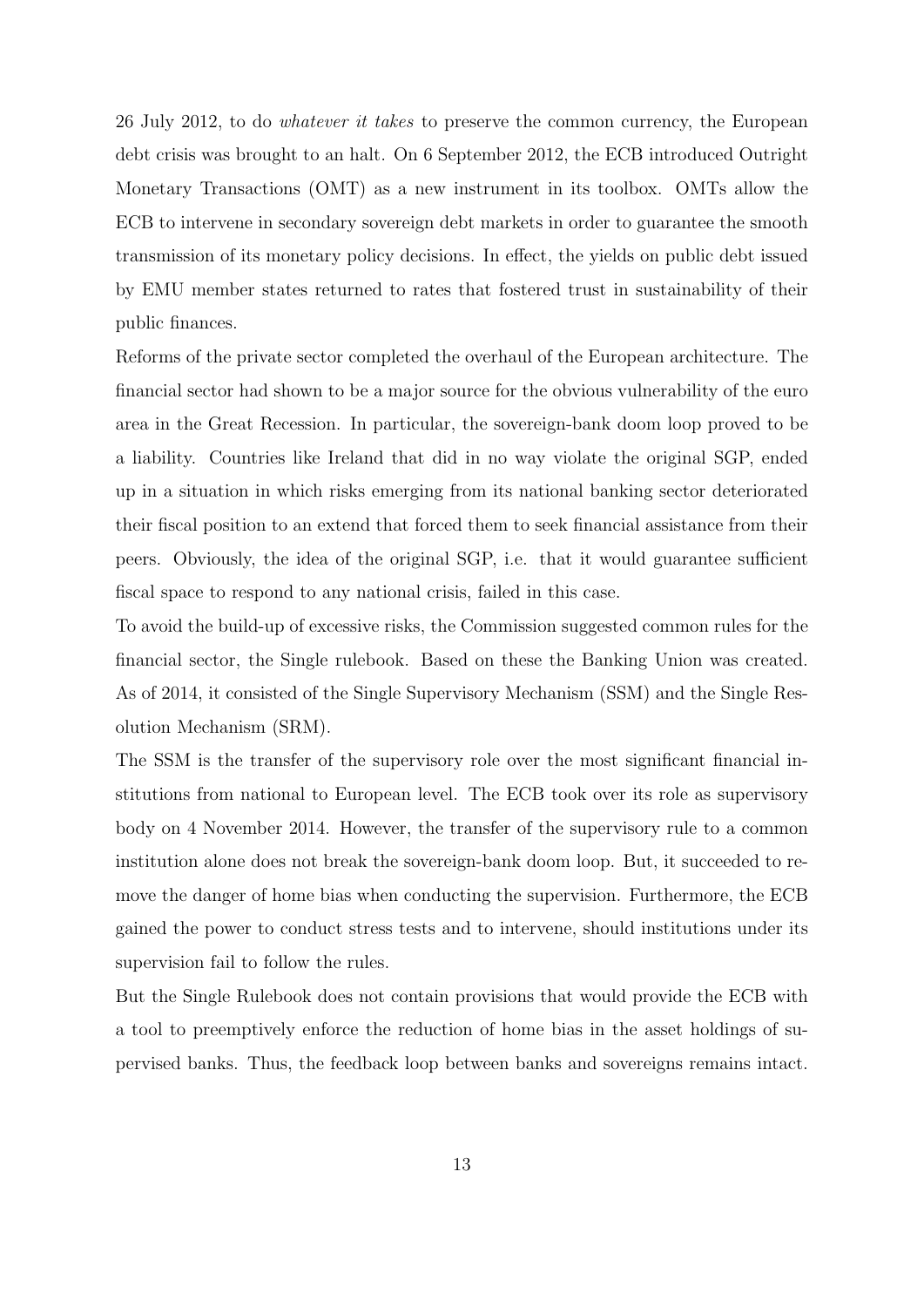26 July 2012, to do *whatever it takes* to preserve the common currency, the European debt crisis was brought to an halt. On 6 September 2012, the ECB introduced Outright Monetary Transactions (OMT) as a new instrument in its toolbox. OMTs allow the ECB to intervene in secondary sovereign debt markets in order to guarantee the smooth transmission of its monetary policy decisions. In effect, the yields on public debt issued by EMU member states returned to rates that fostered trust in sustainability of their public finances.

Reforms of the private sector completed the overhaul of the European architecture. The financial sector had shown to be a major source for the obvious vulnerability of the euro area in the Great Recession. In particular, the sovereign-bank doom loop proved to be a liability. Countries like Ireland that did in no way violate the original SGP, ended up in a situation in which risks emerging from its national banking sector deteriorated their fiscal position to an extend that forced them to seek financial assistance from their peers. Obviously, the idea of the original SGP, i.e. that it would guarantee sufficient fiscal space to respond to any national crisis, failed in this case.

To avoid the build-up of excessive risks, the Commission suggested common rules for the financial sector, the Single rulebook. Based on these the Banking Union was created. As of 2014, it consisted of the Single Supervisory Mechanism (SSM) and the Single Resolution Mechanism (SRM).

The SSM is the transfer of the supervisory role over the most significant financial institutions from national to European level. The ECB took over its role as supervisory body on 4 November 2014. However, the transfer of the supervisory rule to a common institution alone does not break the sovereign-bank doom loop. But, it succeeded to remove the danger of home bias when conducting the supervision. Furthermore, the ECB gained the power to conduct stress tests and to intervene, should institutions under its supervision fail to follow the rules.

But the Single Rulebook does not contain provisions that would provide the ECB with a tool to preemptively enforce the reduction of home bias in the asset holdings of supervised banks. Thus, the feedback loop between banks and sovereigns remains intact.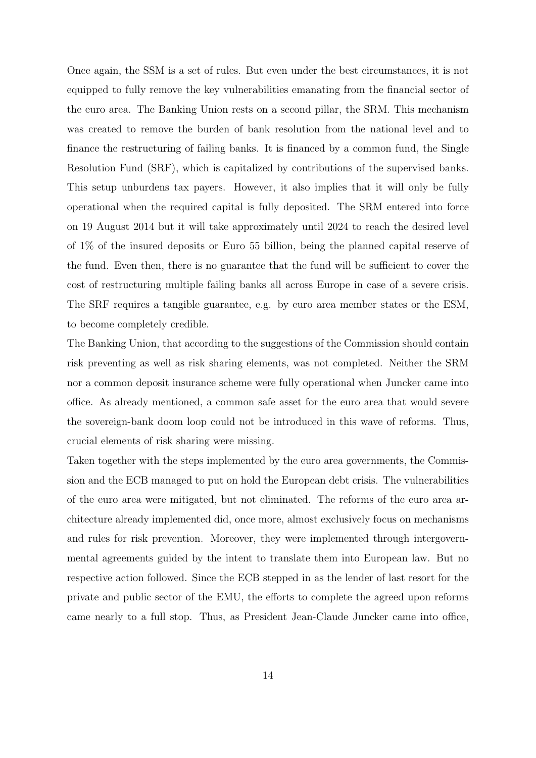Once again, the SSM is a set of rules. But even under the best circumstances, it is not equipped to fully remove the key vulnerabilities emanating from the financial sector of the euro area. The Banking Union rests on a second pillar, the SRM. This mechanism was created to remove the burden of bank resolution from the national level and to finance the restructuring of failing banks. It is financed by a common fund, the Single Resolution Fund (SRF), which is capitalized by contributions of the supervised banks. This setup unburdens tax payers. However, it also implies that it will only be fully operational when the required capital is fully deposited. The SRM entered into force on 19 August 2014 but it will take approximately until 2024 to reach the desired level of 1% of the insured deposits or Euro 55 billion, being the planned capital reserve of the fund. Even then, there is no guarantee that the fund will be sufficient to cover the cost of restructuring multiple failing banks all across Europe in case of a severe crisis. The SRF requires a tangible guarantee, e.g. by euro area member states or the ESM, to become completely credible.

The Banking Union, that according to the suggestions of the Commission should contain risk preventing as well as risk sharing elements, was not completed. Neither the SRM nor a common deposit insurance scheme were fully operational when Juncker came into office. As already mentioned, a common safe asset for the euro area that would severe the sovereign-bank doom loop could not be introduced in this wave of reforms. Thus, crucial elements of risk sharing were missing.

Taken together with the steps implemented by the euro area governments, the Commission and the ECB managed to put on hold the European debt crisis. The vulnerabilities of the euro area were mitigated, but not eliminated. The reforms of the euro area architecture already implemented did, once more, almost exclusively focus on mechanisms and rules for risk prevention. Moreover, they were implemented through intergovernmental agreements guided by the intent to translate them into European law. But no respective action followed. Since the ECB stepped in as the lender of last resort for the private and public sector of the EMU, the efforts to complete the agreed upon reforms came nearly to a full stop. Thus, as President Jean-Claude Juncker came into office,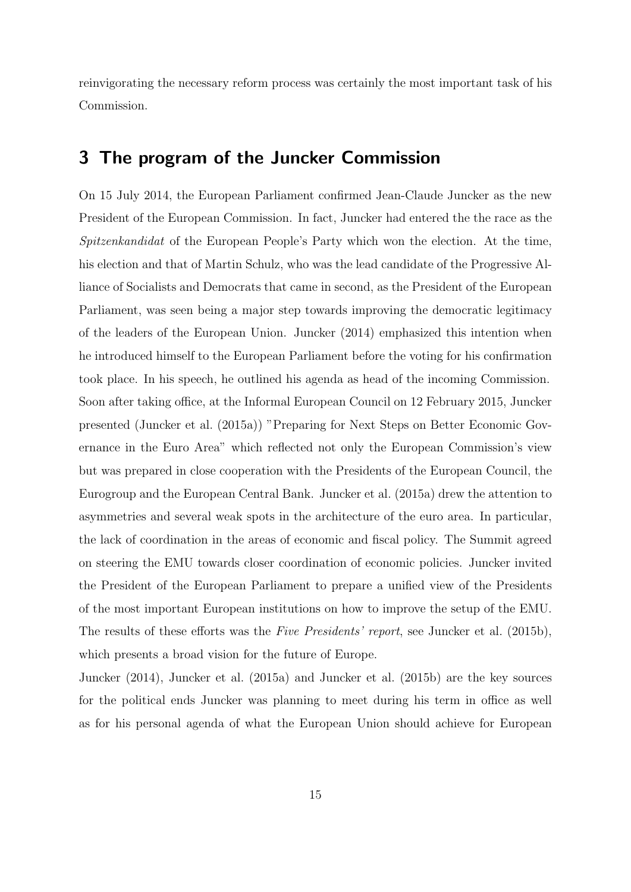reinvigorating the necessary reform process was certainly the most important task of his Commission.

## 3 The program of the Juncker Commission

On 15 July 2014, the European Parliament confirmed Jean-Claude Juncker as the new President of the European Commission. In fact, Juncker had entered the the race as the *Spitzenkandidat* of the European People's Party which won the election. At the time, his election and that of Martin Schulz, who was the lead candidate of the Progressive Alliance of Socialists and Democrats that came in second, as the President of the European Parliament, was seen being a major step towards improving the democratic legitimacy of the leaders of the European Union. Juncker (2014) emphasized this intention when he introduced himself to the European Parliament before the voting for his confirmation took place. In his speech, he outlined his agenda as head of the incoming Commission. Soon after taking office, at the Informal European Council on 12 February 2015, Juncker presented (Juncker et al. (2015a)) "Preparing for Next Steps on Better Economic Governance in the Euro Area" which reflected not only the European Commission's view but was prepared in close cooperation with the Presidents of the European Council, the Eurogroup and the European Central Bank. Juncker et al. (2015a) drew the attention to asymmetries and several weak spots in the architecture of the euro area. In particular, the lack of coordination in the areas of economic and fiscal policy. The Summit agreed on steering the EMU towards closer coordination of economic policies. Juncker invited the President of the European Parliament to prepare a unified view of the Presidents of the most important European institutions on how to improve the setup of the EMU. The results of these efforts was the *Five Presidents' report*, see Juncker et al. (2015b), which presents a broad vision for the future of Europe.

Juncker (2014), Juncker et al. (2015a) and Juncker et al. (2015b) are the key sources for the political ends Juncker was planning to meet during his term in office as well as for his personal agenda of what the European Union should achieve for European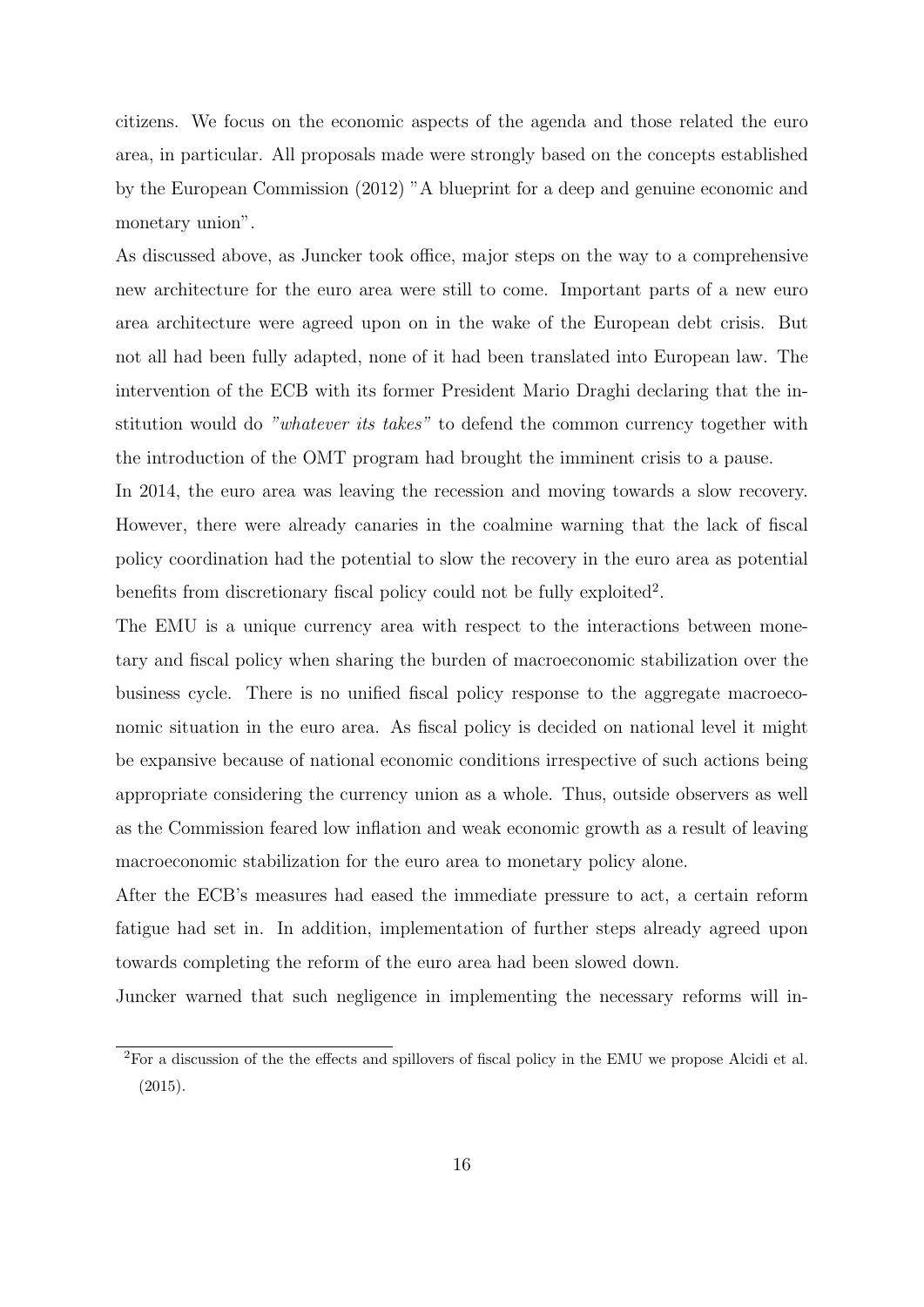citizens. We focus on the economic aspects of the agenda and those related the euro area, in particular. All proposals made were strongly based on the concepts established by the European Commission (2012) "A blueprint for a deep and genuine economic and monetary union".

As discussed above, as Juncker took office, major steps on the way to a comprehensive new architecture for the euro area were still to come. Important parts of a new euro area architecture were agreed upon on in the wake of the European debt crisis. But not all had been fully adapted, none of it had been translated into European law. The intervention of the ECB with its former President Mario Draghi declaring that the institution would do *"whatever its takes"* to defend the common currency together with the introduction of the OMT program had brought the imminent crisis to a pause.

In 2014, the euro area was leaving the recession and moving towards a slow recovery. However, there were already canaries in the coalmine warning that the lack of fiscal policy coordination had the potential to slow the recovery in the euro area as potential benefits from discretionary fiscal policy could not be fully exploited[2].

The EMU is a unique currency area with respect to the interactions between monetary and fiscal policy when sharing the burden of macroeconomic stabilization over the business cycle. There is no unified fiscal policy response to the aggregate macroeconomic situation in the euro area. As fiscal policy is decided on national level it might be expansive because of national economic conditions irrespective of such actions being appropriate considering the currency union as a whole. Thus, outside observers as well as the Commission feared low inflation and weak economic growth as a result of leaving macroeconomic stabilization for the euro area to monetary policy alone.

After the ECB's measures had eased the immediate pressure to act, a certain reform fatigue had set in. In addition, implementation of further steps already agreed upon towards completing the reform of the euro area had been slowed down.

Juncker warned that such negligence in implementing the necessary reforms will in-

[2]For a discussion of the the effects and spillovers of fiscal policy in the EMU we propose Alcidi et al. (2015).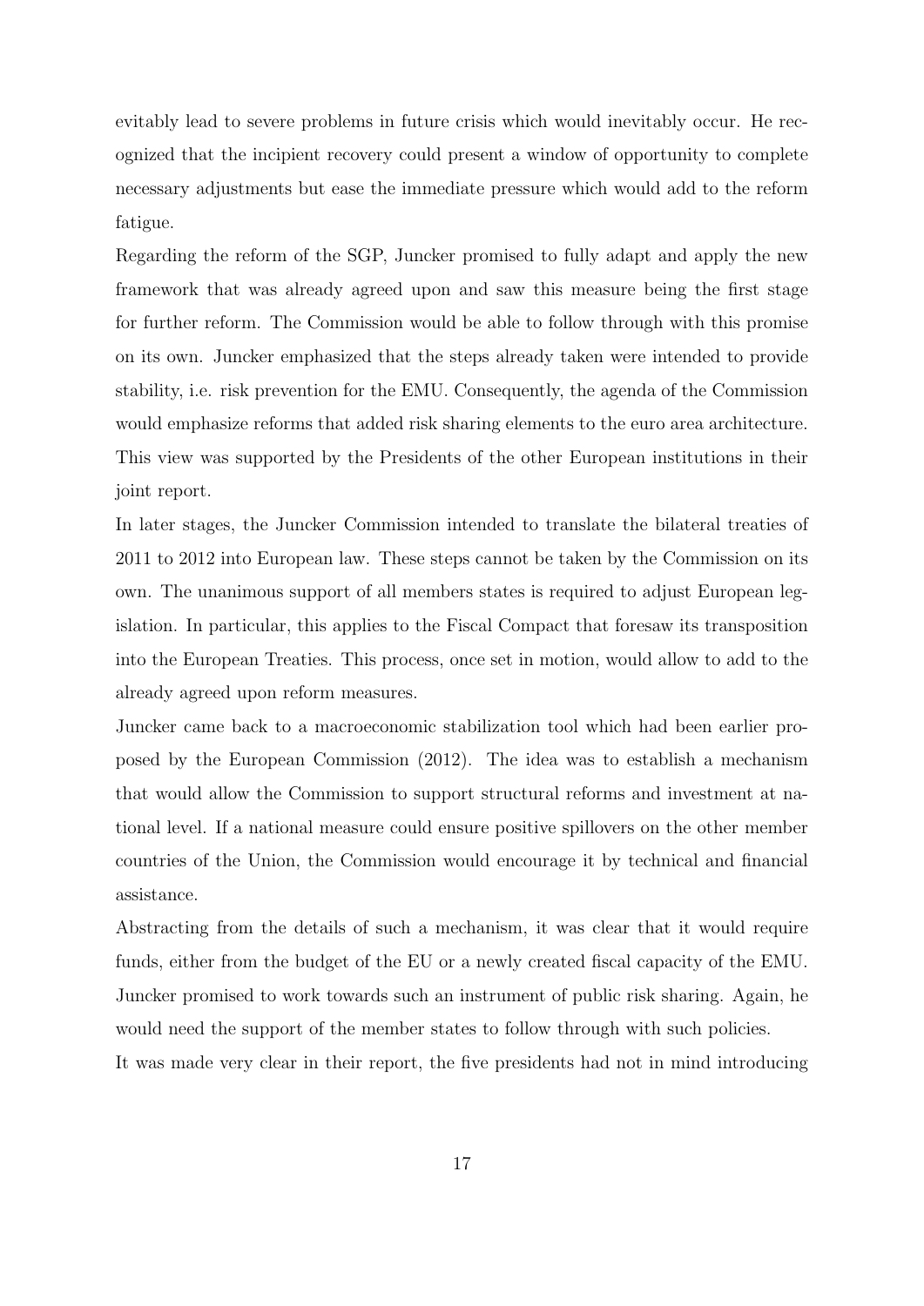evitably lead to severe problems in future crisis which would inevitably occur. He recognized that the incipient recovery could present a window of opportunity to complete necessary adjustments but ease the immediate pressure which would add to the reform fatigue.

Regarding the reform of the SGP, Juncker promised to fully adapt and apply the new framework that was already agreed upon and saw this measure being the first stage for further reform. The Commission would be able to follow through with this promise on its own. Juncker emphasized that the steps already taken were intended to provide stability, i.e. risk prevention for the EMU. Consequently, the agenda of the Commission would emphasize reforms that added risk sharing elements to the euro area architecture. This view was supported by the Presidents of the other European institutions in their joint report.

In later stages, the Juncker Commission intended to translate the bilateral treaties of 2011 to 2012 into European law. These steps cannot be taken by the Commission on its own. The unanimous support of all members states is required to adjust European legislation. In particular, this applies to the Fiscal Compact that foresaw its transposition into the European Treaties. This process, once set in motion, would allow to add to the already agreed upon reform measures.

Juncker came back to a macroeconomic stabilization tool which had been earlier proposed by the European Commission (2012). The idea was to establish a mechanism that would allow the Commission to support structural reforms and investment at national level. If a national measure could ensure positive spillovers on the other member countries of the Union, the Commission would encourage it by technical and financial assistance.

Abstracting from the details of such a mechanism, it was clear that it would require funds, either from the budget of the EU or a newly created fiscal capacity of the EMU. Juncker promised to work towards such an instrument of public risk sharing. Again, he would need the support of the member states to follow through with such policies.

It was made very clear in their report, the five presidents had not in mind introducing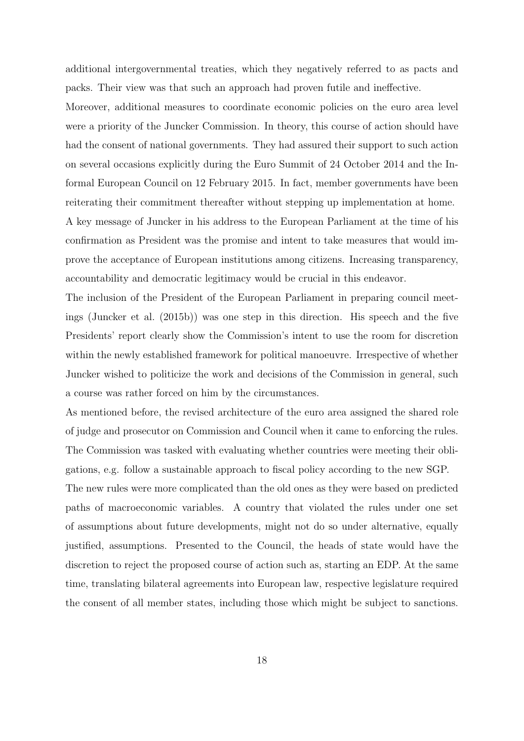additional intergovernmental treaties, which they negatively referred to as pacts and packs. Their view was that such an approach had proven futile and ineffective.

Moreover, additional measures to coordinate economic policies on the euro area level were a priority of the Juncker Commission. In theory, this course of action should have had the consent of national governments. They had assured their support to such action on several occasions explicitly during the Euro Summit of 24 October 2014 and the Informal European Council on 12 February 2015. In fact, member governments have been reiterating their commitment thereafter without stepping up implementation at home.

A key message of Juncker in his address to the European Parliament at the time of his confirmation as President was the promise and intent to take measures that would improve the acceptance of European institutions among citizens. Increasing transparency, accountability and democratic legitimacy would be crucial in this endeavor.

The inclusion of the President of the European Parliament in preparing council meetings (Juncker et al. (2015b)) was one step in this direction. His speech and the five Presidents' report clearly show the Commission's intent to use the room for discretion within the newly established framework for political manoeuvre. Irrespective of whether Juncker wished to politicize the work and decisions of the Commission in general, such a course was rather forced on him by the circumstances.

As mentioned before, the revised architecture of the euro area assigned the shared role of judge and prosecutor on Commission and Council when it came to enforcing the rules. The Commission was tasked with evaluating whether countries were meeting their obligations, e.g. follow a sustainable approach to fiscal policy according to the new SGP.

The new rules were more complicated than the old ones as they were based on predicted paths of macroeconomic variables. A country that violated the rules under one set of assumptions about future developments, might not do so under alternative, equally justified, assumptions. Presented to the Council, the heads of state would have the discretion to reject the proposed course of action such as, starting an EDP. At the same time, translating bilateral agreements into European law, respective legislature required the consent of all member states, including those which might be subject to sanctions.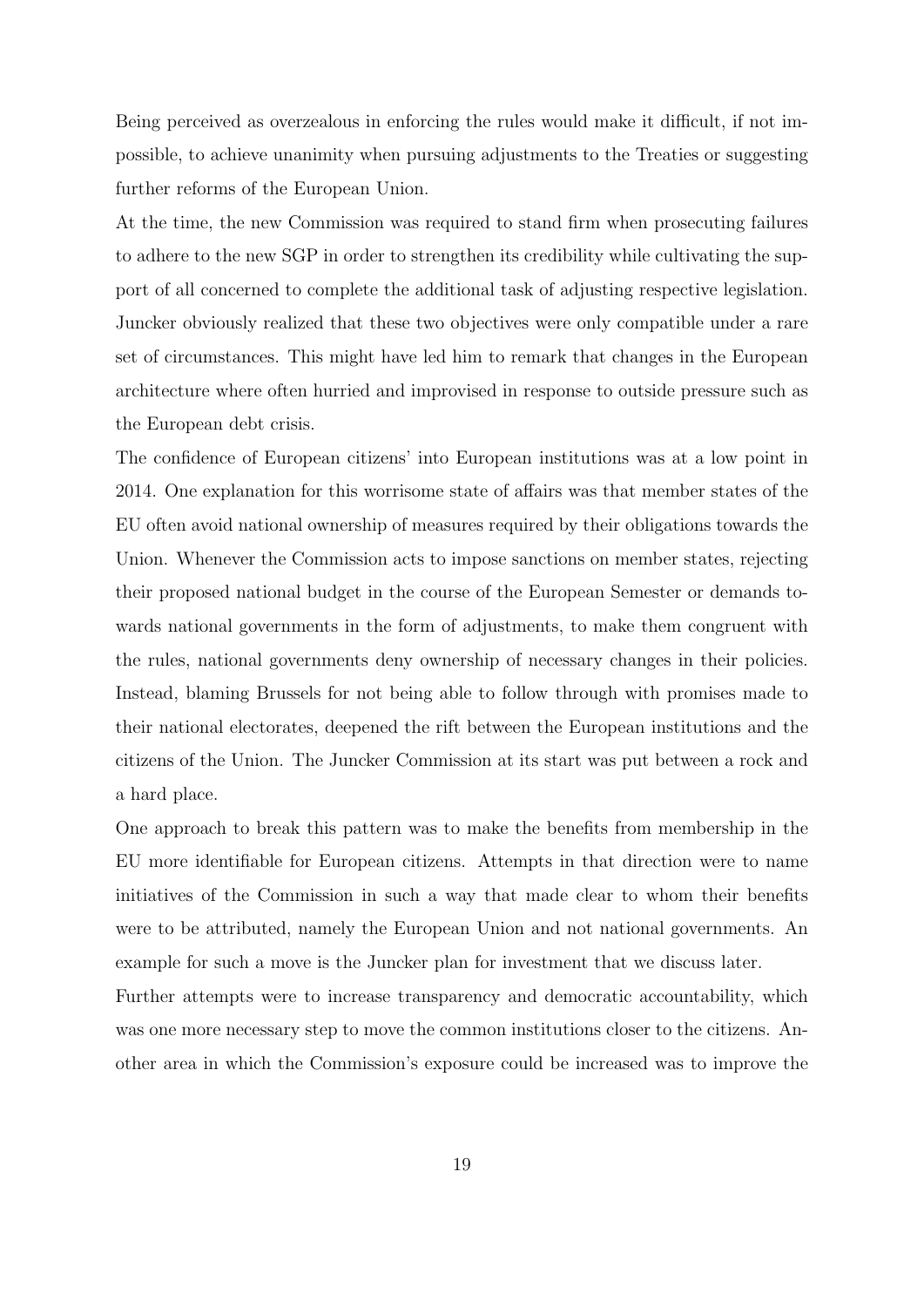Being perceived as overzealous in enforcing the rules would make it difficult, if not impossible, to achieve unanimity when pursuing adjustments to the Treaties or suggesting further reforms of the European Union.

At the time, the new Commission was required to stand firm when prosecuting failures to adhere to the new SGP in order to strengthen its credibility while cultivating the support of all concerned to complete the additional task of adjusting respective legislation. Juncker obviously realized that these two objectives were only compatible under a rare set of circumstances. This might have led him to remark that changes in the European architecture where often hurried and improvised in response to outside pressure such as the European debt crisis.

The confidence of European citizens' into European institutions was at a low point in 2014. One explanation for this worrisome state of affairs was that member states of the EU often avoid national ownership of measures required by their obligations towards the Union. Whenever the Commission acts to impose sanctions on member states, rejecting their proposed national budget in the course of the European Semester or demands towards national governments in the form of adjustments, to make them congruent with the rules, national governments deny ownership of necessary changes in their policies. Instead, blaming Brussels for not being able to follow through with promises made to their national electorates, deepened the rift between the European institutions and the citizens of the Union. The Juncker Commission at its start was put between a rock and a hard place.

One approach to break this pattern was to make the benefits from membership in the EU more identifiable for European citizens. Attempts in that direction were to name initiatives of the Commission in such a way that made clear to whom their benefits were to be attributed, namely the European Union and not national governments. An example for such a move is the Juncker plan for investment that we discuss later.

Further attempts were to increase transparency and democratic accountability, which was one more necessary step to move the common institutions closer to the citizens. Another area in which the Commission's exposure could be increased was to improve the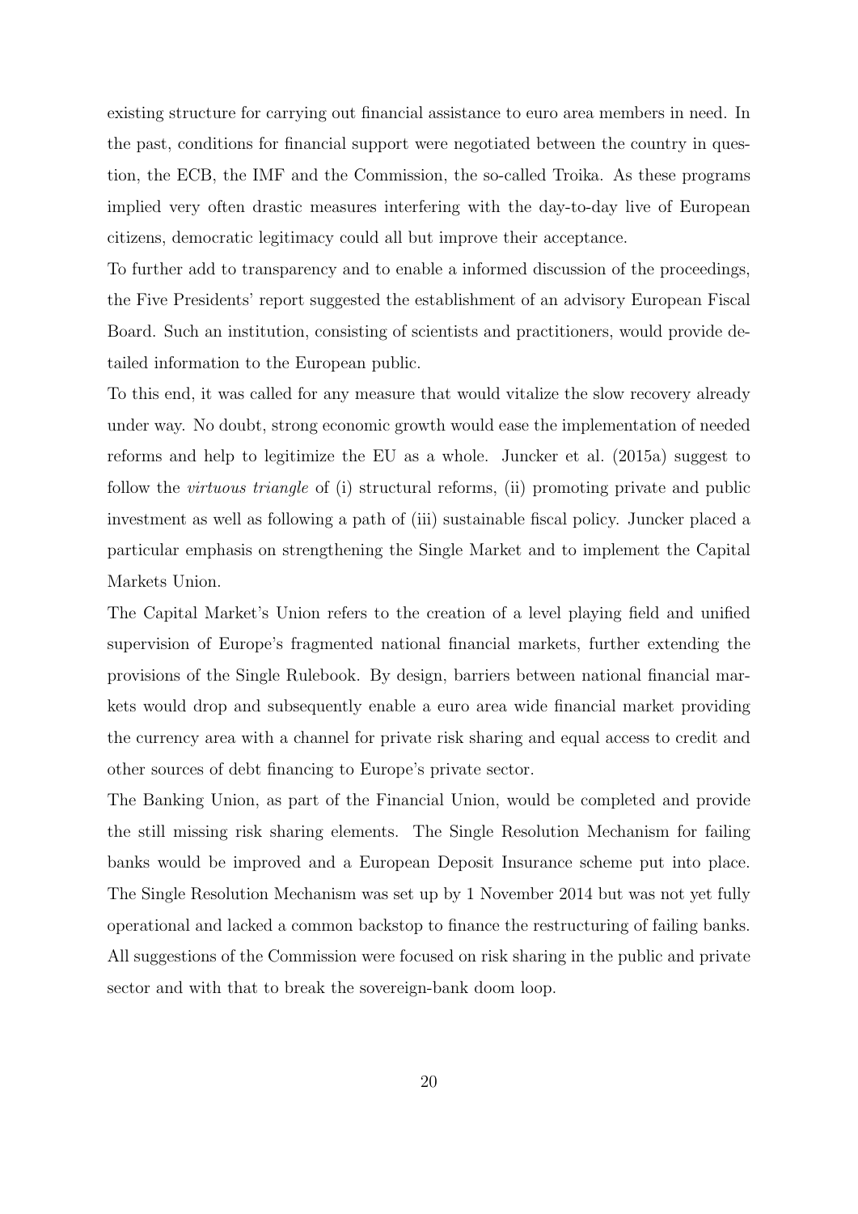existing structure for carrying out financial assistance to euro area members in need. In the past, conditions for financial support were negotiated between the country in question, the ECB, the IMF and the Commission, the so-called Troika. As these programs implied very often drastic measures interfering with the day-to-day live of European citizens, democratic legitimacy could all but improve their acceptance.

To further add to transparency and to enable a informed discussion of the proceedings, the Five Presidents' report suggested the establishment of an advisory European Fiscal Board. Such an institution, consisting of scientists and practitioners, would provide detailed information to the European public.

To this end, it was called for any measure that would vitalize the slow recovery already under way. No doubt, strong economic growth would ease the implementation of needed reforms and help to legitimize the EU as a whole. Juncker et al. (2015a) suggest to follow the *virtuous triangle* of (i) structural reforms, (ii) promoting private and public investment as well as following a path of (iii) sustainable fiscal policy. Juncker placed a particular emphasis on strengthening the Single Market and to implement the Capital Markets Union.

The Capital Market's Union refers to the creation of a level playing field and unified supervision of Europe's fragmented national financial markets, further extending the provisions of the Single Rulebook. By design, barriers between national financial markets would drop and subsequently enable a euro area wide financial market providing the currency area with a channel for private risk sharing and equal access to credit and other sources of debt financing to Europe's private sector.

The Banking Union, as part of the Financial Union, would be completed and provide the still missing risk sharing elements. The Single Resolution Mechanism for failing banks would be improved and a European Deposit Insurance scheme put into place. The Single Resolution Mechanism was set up by 1 November 2014 but was not yet fully operational and lacked a common backstop to finance the restructuring of failing banks. All suggestions of the Commission were focused on risk sharing in the public and private sector and with that to break the sovereign-bank doom loop.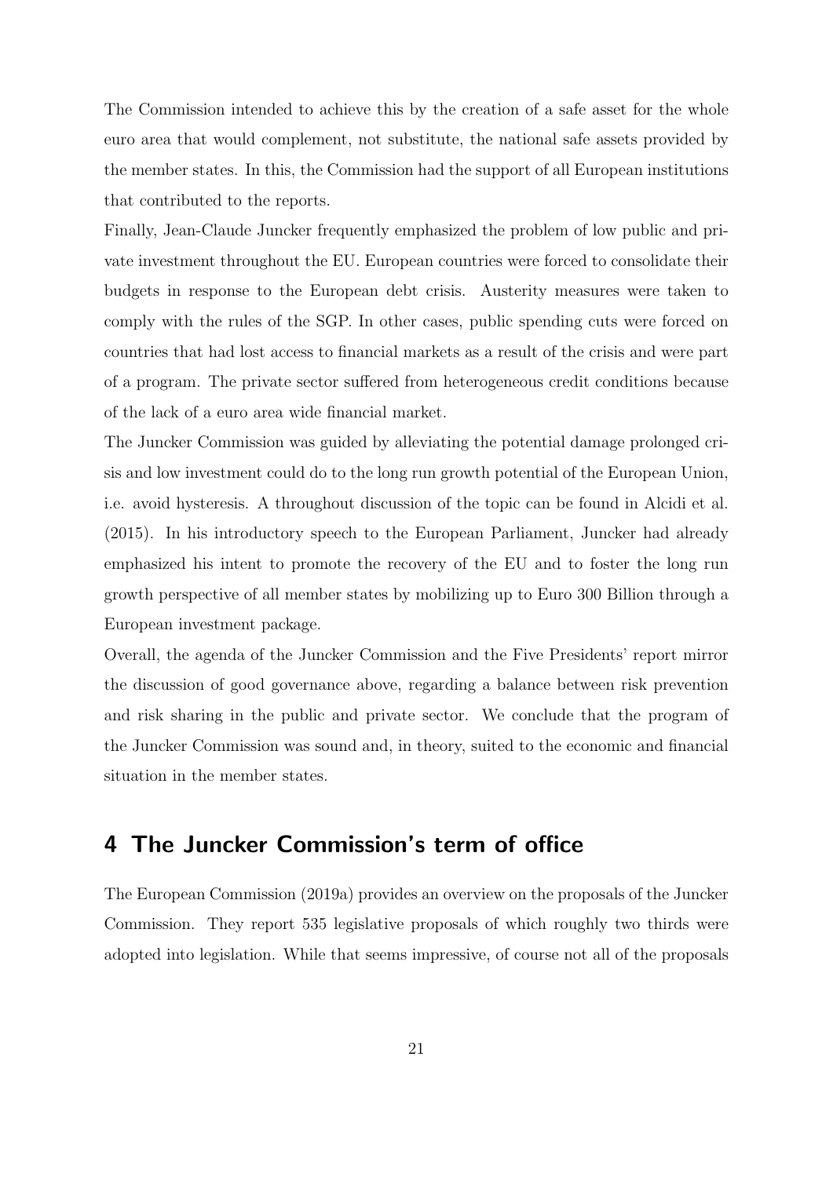The Commission intended to achieve this by the creation of a safe asset for the whole euro area that would complement, not substitute, the national safe assets provided by the member states. In this, the Commission had the support of all European institutions that contributed to the reports.

Finally, Jean-Claude Juncker frequently emphasized the problem of low public and private investment throughout the EU. European countries were forced to consolidate their budgets in response to the European debt crisis. Austerity measures were taken to comply with the rules of the SGP. In other cases, public spending cuts were forced on countries that had lost access to financial markets as a result of the crisis and were part of a program. The private sector suffered from heterogeneous credit conditions because of the lack of a euro area wide financial market.

The Juncker Commission was guided by alleviating the potential damage prolonged crisis and low investment could do to the long run growth potential of the European Union, i.e. avoid hysteresis. A throughout discussion of the topic can be found in Alcidi et al. (2015). In his introductory speech to the European Parliament, Juncker had already emphasized his intent to promote the recovery of the EU and to foster the long run growth perspective of all member states by mobilizing up to Euro 300 Billion through a European investment package.

Overall, the agenda of the Juncker Commission and the Five Presidents' report mirror the discussion of good governance above, regarding a balance between risk prevention and risk sharing in the public and private sector. We conclude that the program of the Juncker Commission was sound and, in theory, suited to the economic and financial situation in the member states.

## 4 The Juncker Commission's term of office

The European Commission (2019a) provides an overview on the proposals of the Juncker Commission. They report 535 legislative proposals of which roughly two thirds were adopted into legislation. While that seems impressive, of course not all of the proposals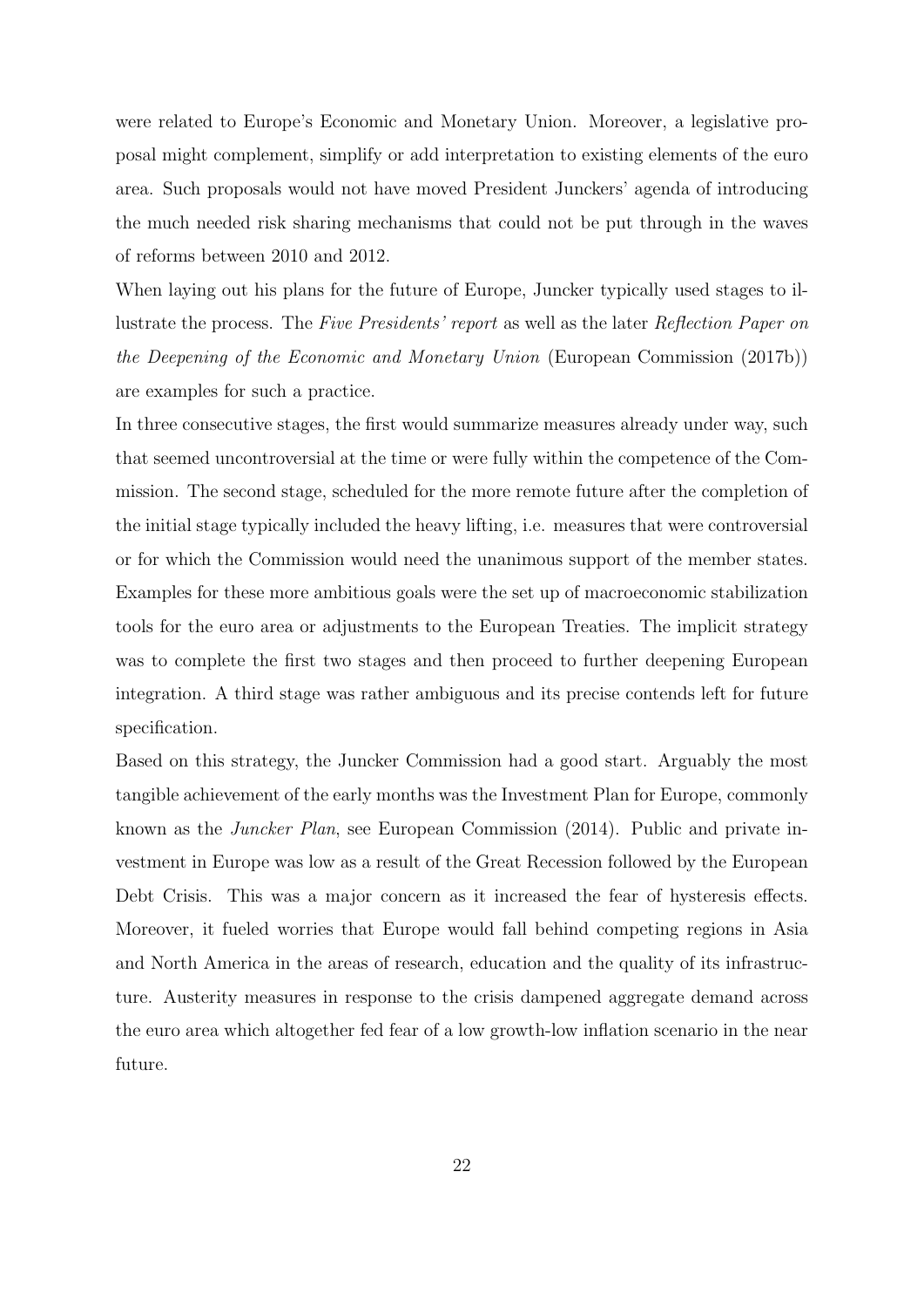were related to Europe's Economic and Monetary Union. Moreover, a legislative proposal might complement, simplify or add interpretation to existing elements of the euro area. Such proposals would not have moved President Junckers' agenda of introducing the much needed risk sharing mechanisms that could not be put through in the waves of reforms between 2010 and 2012.

When laying out his plans for the future of Europe, Juncker typically used stages to illustrate the process. The *Five Presidents' report* as well as the later *Reflection Paper on the Deepening of the Economic and Monetary Union* (European Commission (2017b)) are examples for such a practice.

In three consecutive stages, the first would summarize measures already under way, such that seemed uncontroversial at the time or were fully within the competence of the Commission. The second stage, scheduled for the more remote future after the completion of the initial stage typically included the heavy lifting, i.e. measures that were controversial or for which the Commission would need the unanimous support of the member states. Examples for these more ambitious goals were the set up of macroeconomic stabilization tools for the euro area or adjustments to the European Treaties. The implicit strategy was to complete the first two stages and then proceed to further deepening European integration. A third stage was rather ambiguous and its precise contends left for future specification.

Based on this strategy, the Juncker Commission had a good start. Arguably the most tangible achievement of the early months was the Investment Plan for Europe, commonly known as the *Juncker Plan*, see European Commission (2014). Public and private investment in Europe was low as a result of the Great Recession followed by the European Debt Crisis. This was a major concern as it increased the fear of hysteresis effects. Moreover, it fueled worries that Europe would fall behind competing regions in Asia and North America in the areas of research, education and the quality of its infrastructure. Austerity measures in response to the crisis dampened aggregate demand across the euro area which altogether fed fear of a low growth-low inflation scenario in the near future.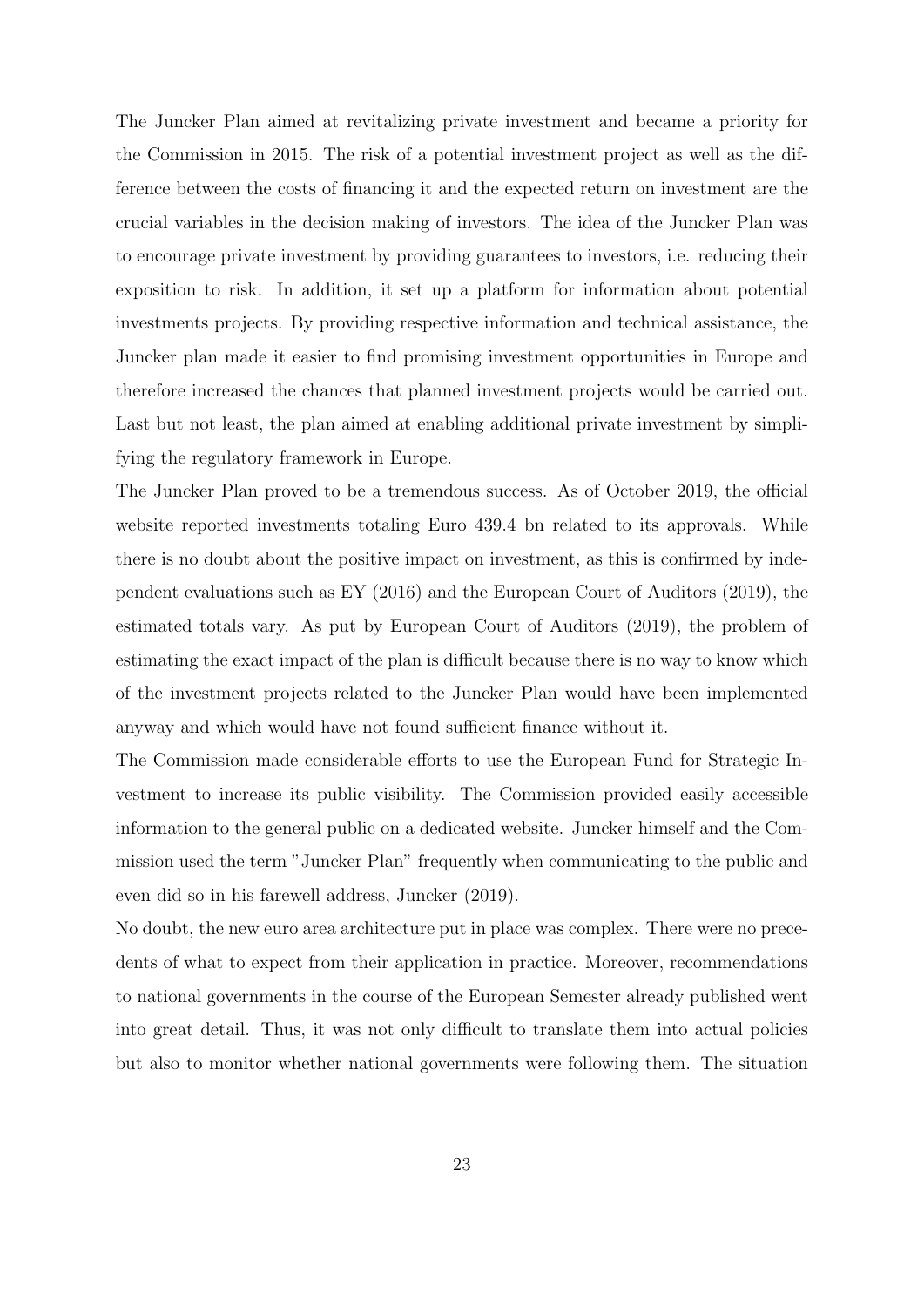The Juncker Plan aimed at revitalizing private investment and became a priority for the Commission in 2015. The risk of a potential investment project as well as the difference between the costs of financing it and the expected return on investment are the crucial variables in the decision making of investors. The idea of the Juncker Plan was to encourage private investment by providing guarantees to investors, i.e. reducing their exposition to risk. In addition, it set up a platform for information about potential investments projects. By providing respective information and technical assistance, the Juncker plan made it easier to find promising investment opportunities in Europe and therefore increased the chances that planned investment projects would be carried out. Last but not least, the plan aimed at enabling additional private investment by simplifying the regulatory framework in Europe.

The Juncker Plan proved to be a tremendous success. As of October 2019, the official website reported investments totaling Euro 439.4 bn related to its approvals. While there is no doubt about the positive impact on investment, as this is confirmed by independent evaluations such as EY (2016) and the European Court of Auditors (2019), the estimated totals vary. As put by European Court of Auditors (2019), the problem of estimating the exact impact of the plan is difficult because there is no way to know which of the investment projects related to the Juncker Plan would have been implemented anyway and which would have not found sufficient finance without it.

The Commission made considerable efforts to use the European Fund for Strategic Investment to increase its public visibility. The Commission provided easily accessible information to the general public on a dedicated website. Juncker himself and the Commission used the term "Juncker Plan" frequently when communicating to the public and even did so in his farewell address, Juncker (2019).

No doubt, the new euro area architecture put in place was complex. There were no precedents of what to expect from their application in practice. Moreover, recommendations to national governments in the course of the European Semester already published went into great detail. Thus, it was not only difficult to translate them into actual policies but also to monitor whether national governments were following them. The situation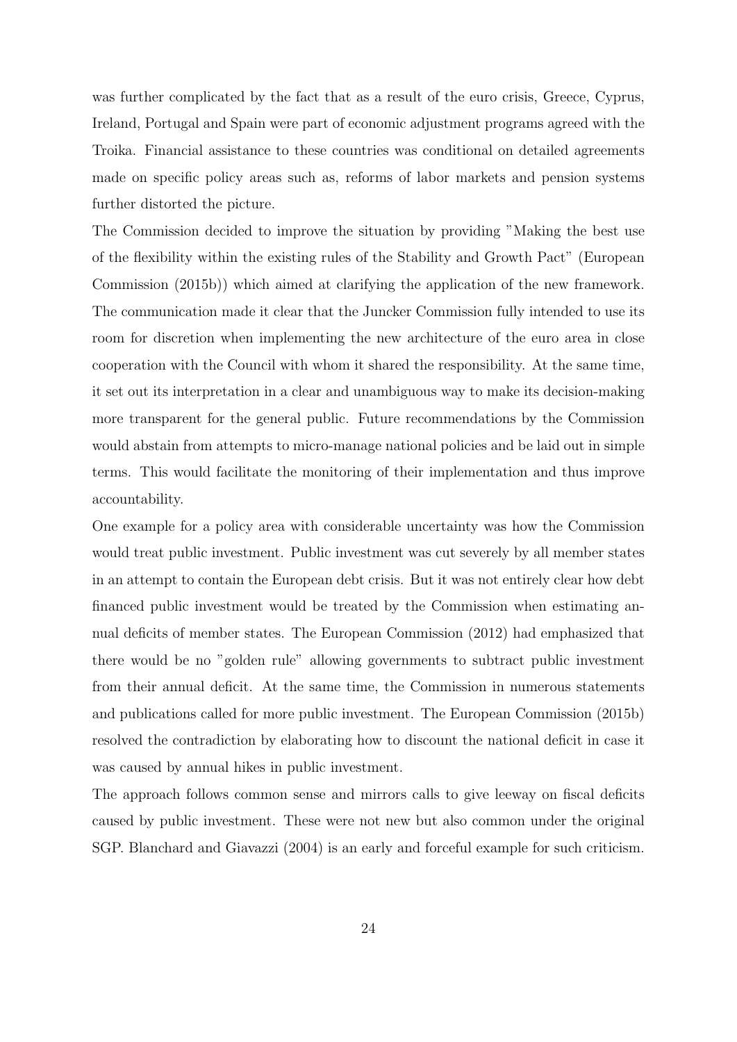was further complicated by the fact that as a result of the euro crisis, Greece, Cyprus, Ireland, Portugal and Spain were part of economic adjustment programs agreed with the Troika. Financial assistance to these countries was conditional on detailed agreements made on specific policy areas such as, reforms of labor markets and pension systems further distorted the picture.

The Commission decided to improve the situation by providing "Making the best use of the flexibility within the existing rules of the Stability and Growth Pact" (European Commission (2015b)) which aimed at clarifying the application of the new framework. The communication made it clear that the Juncker Commission fully intended to use its room for discretion when implementing the new architecture of the euro area in close cooperation with the Council with whom it shared the responsibility. At the same time, it set out its interpretation in a clear and unambiguous way to make its decision-making more transparent for the general public. Future recommendations by the Commission would abstain from attempts to micro-manage national policies and be laid out in simple terms. This would facilitate the monitoring of their implementation and thus improve accountability.

One example for a policy area with considerable uncertainty was how the Commission would treat public investment. Public investment was cut severely by all member states in an attempt to contain the European debt crisis. But it was not entirely clear how debt financed public investment would be treated by the Commission when estimating annual deficits of member states. The European Commission (2012) had emphasized that there would be no "golden rule" allowing governments to subtract public investment from their annual deficit. At the same time, the Commission in numerous statements and publications called for more public investment. The European Commission (2015b) resolved the contradiction by elaborating how to discount the national deficit in case it was caused by annual hikes in public investment.

The approach follows common sense and mirrors calls to give leeway on fiscal deficits caused by public investment. These were not new but also common under the original SGP. Blanchard and Giavazzi (2004) is an early and forceful example for such criticism.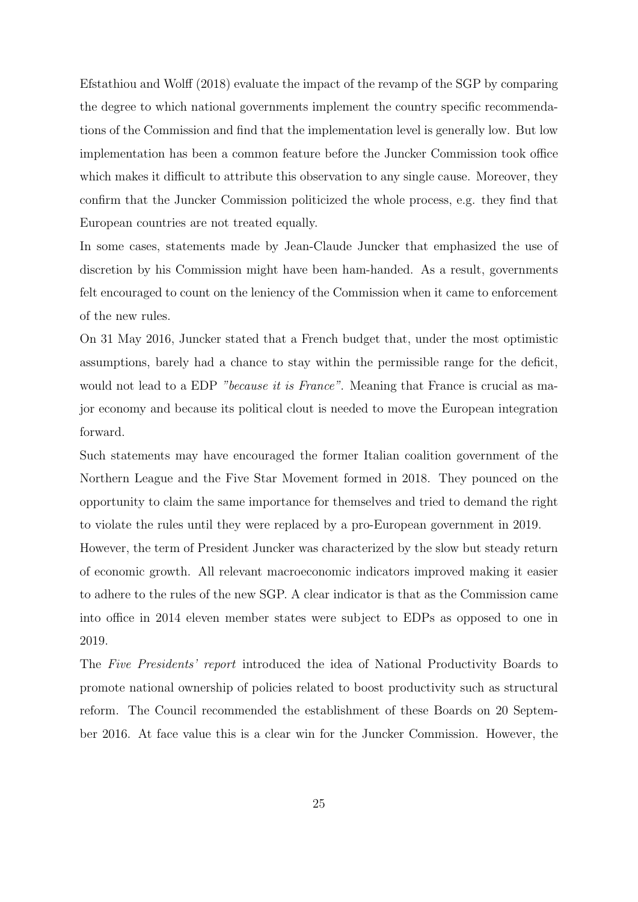Efstathiou and Wolff (2018) evaluate the impact of the revamp of the SGP by comparing the degree to which national governments implement the country specific recommendations of the Commission and find that the implementation level is generally low. But low implementation has been a common feature before the Juncker Commission took office which makes it difficult to attribute this observation to any single cause. Moreover, they confirm that the Juncker Commission politicized the whole process, e.g. they find that European countries are not treated equally.

In some cases, statements made by Jean-Claude Juncker that emphasized the use of discretion by his Commission might have been ham-handed. As a result, governments felt encouraged to count on the leniency of the Commission when it came to enforcement of the new rules.

On 31 May 2016, Juncker stated that a French budget that, under the most optimistic assumptions, barely had a chance to stay within the permissible range for the deficit, would not lead to a EDP *"because it is France"*. Meaning that France is crucial as major economy and because its political clout is needed to move the European integration forward.

Such statements may have encouraged the former Italian coalition government of the Northern League and the Five Star Movement formed in 2018. They pounced on the opportunity to claim the same importance for themselves and tried to demand the right to violate the rules until they were replaced by a pro-European government in 2019.

However, the term of President Juncker was characterized by the slow but steady return of economic growth. All relevant macroeconomic indicators improved making it easier to adhere to the rules of the new SGP. A clear indicator is that as the Commission came into office in 2014 eleven member states were subject to EDPs as opposed to one in 2019.

The *Five Presidents' report* introduced the idea of National Productivity Boards to promote national ownership of policies related to boost productivity such as structural reform. The Council recommended the establishment of these Boards on 20 September 2016. At face value this is a clear win for the Juncker Commission. However, the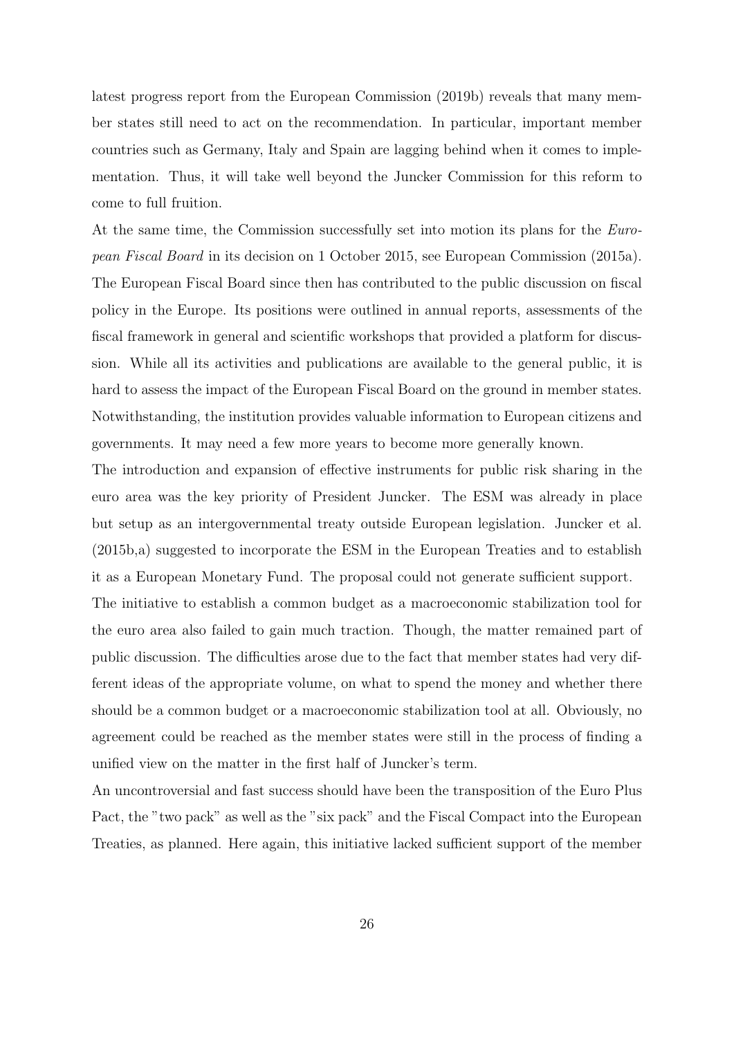latest progress report from the European Commission (2019b) reveals that many member states still need to act on the recommendation. In particular, important member countries such as Germany, Italy and Spain are lagging behind when it comes to implementation. Thus, it will take well beyond the Juncker Commission for this reform to come to full fruition.

At the same time, the Commission successfully set into motion its plans for the *European Fiscal Board* in its decision on 1 October 2015, see European Commission (2015a). The European Fiscal Board since then has contributed to the public discussion on fiscal policy in the Europe. Its positions were outlined in annual reports, assessments of the fiscal framework in general and scientific workshops that provided a platform for discussion. While all its activities and publications are available to the general public, it is hard to assess the impact of the European Fiscal Board on the ground in member states. Notwithstanding, the institution provides valuable information to European citizens and governments. It may need a few more years to become more generally known.

The introduction and expansion of effective instruments for public risk sharing in the euro area was the key priority of President Juncker. The ESM was already in place but setup as an intergovernmental treaty outside European legislation. Juncker et al. (2015b,a) suggested to incorporate the ESM in the European Treaties and to establish it as a European Monetary Fund. The proposal could not generate sufficient support.

The initiative to establish a common budget as a macroeconomic stabilization tool for the euro area also failed to gain much traction. Though, the matter remained part of public discussion. The difficulties arose due to the fact that member states had very different ideas of the appropriate volume, on what to spend the money and whether there should be a common budget or a macroeconomic stabilization tool at all. Obviously, no agreement could be reached as the member states were still in the process of finding a unified view on the matter in the first half of Juncker's term.

An uncontroversial and fast success should have been the transposition of the Euro Plus Pact, the "two pack" as well as the "six pack" and the Fiscal Compact into the European Treaties, as planned. Here again, this initiative lacked sufficient support of the member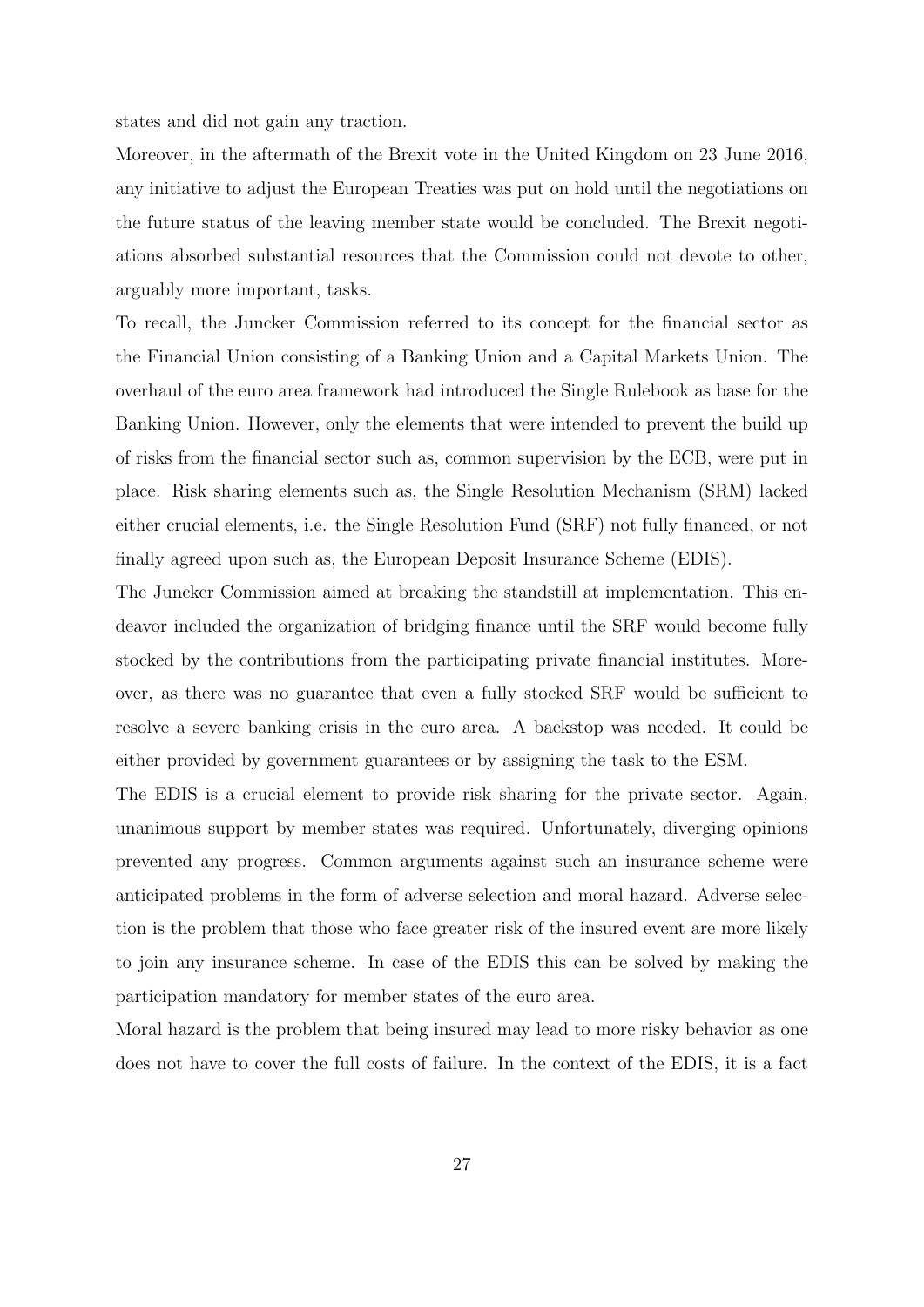states and did not gain any traction.

Moreover, in the aftermath of the Brexit vote in the United Kingdom on 23 June 2016, any initiative to adjust the European Treaties was put on hold until the negotiations on the future status of the leaving member state would be concluded. The Brexit negotiations absorbed substantial resources that the Commission could not devote to other, arguably more important, tasks.

To recall, the Juncker Commission referred to its concept for the financial sector as the Financial Union consisting of a Banking Union and a Capital Markets Union. The overhaul of the euro area framework had introduced the Single Rulebook as base for the Banking Union. However, only the elements that were intended to prevent the build up of risks from the financial sector such as, common supervision by the ECB, were put in place. Risk sharing elements such as, the Single Resolution Mechanism (SRM) lacked either crucial elements, i.e. the Single Resolution Fund (SRF) not fully financed, or not finally agreed upon such as, the European Deposit Insurance Scheme (EDIS).

The Juncker Commission aimed at breaking the standstill at implementation. This endeavor included the organization of bridging finance until the SRF would become fully stocked by the contributions from the participating private financial institutes. Moreover, as there was no guarantee that even a fully stocked SRF would be sufficient to resolve a severe banking crisis in the euro area. A backstop was needed. It could be either provided by government guarantees or by assigning the task to the ESM.

The EDIS is a crucial element to provide risk sharing for the private sector. Again, unanimous support by member states was required. Unfortunately, diverging opinions prevented any progress. Common arguments against such an insurance scheme were anticipated problems in the form of adverse selection and moral hazard. Adverse selection is the problem that those who face greater risk of the insured event are more likely to join any insurance scheme. In case of the EDIS this can be solved by making the participation mandatory for member states of the euro area.

Moral hazard is the problem that being insured may lead to more risky behavior as one does not have to cover the full costs of failure. In the context of the EDIS, it is a fact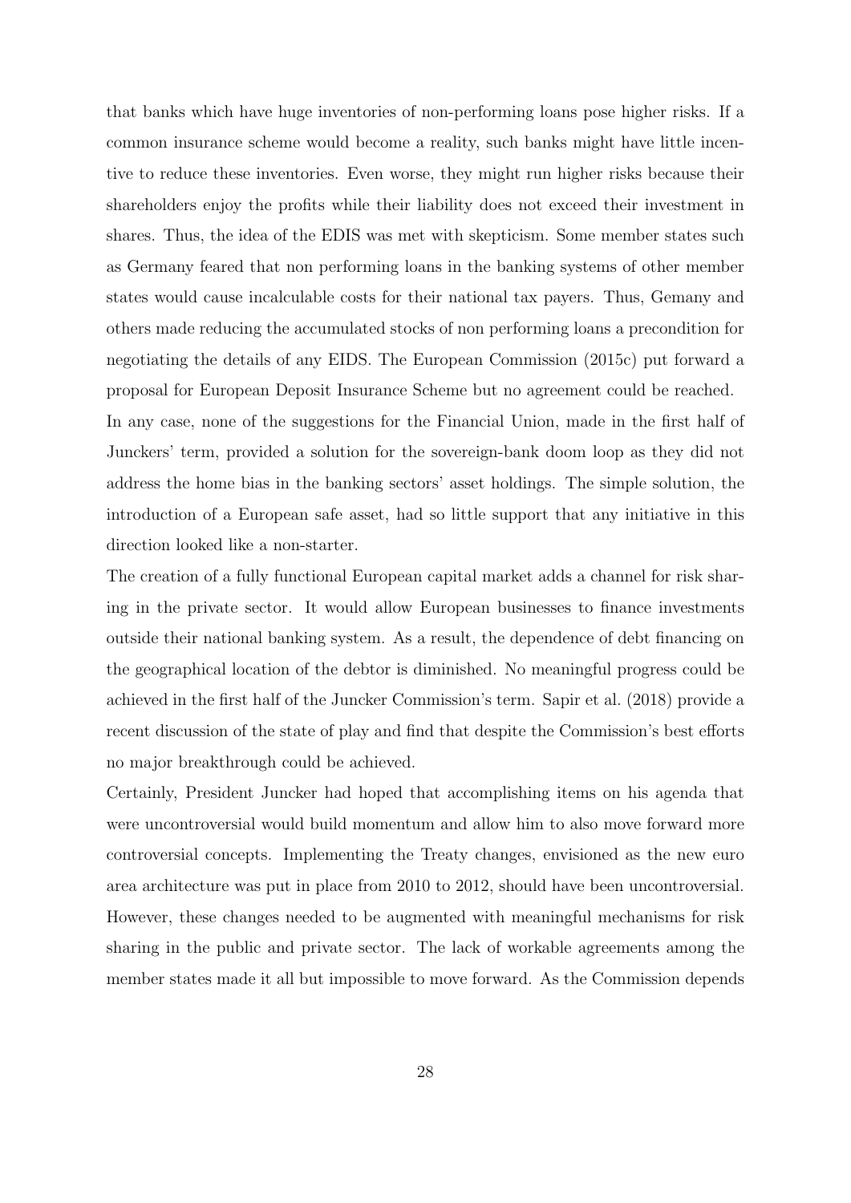that banks which have huge inventories of non-performing loans pose higher risks. If a common insurance scheme would become a reality, such banks might have little incentive to reduce these inventories. Even worse, they might run higher risks because their shareholders enjoy the profits while their liability does not exceed their investment in shares. Thus, the idea of the EDIS was met with skepticism. Some member states such as Germany feared that non performing loans in the banking systems of other member states would cause incalculable costs for their national tax payers. Thus, Gemany and others made reducing the accumulated stocks of non performing loans a precondition for negotiating the details of any EIDS. The European Commission (2015c) put forward a proposal for European Deposit Insurance Scheme but no agreement could be reached.

In any case, none of the suggestions for the Financial Union, made in the first half of Junckers' term, provided a solution for the sovereign-bank doom loop as they did not address the home bias in the banking sectors' asset holdings. The simple solution, the introduction of a European safe asset, had so little support that any initiative in this direction looked like a non-starter.

The creation of a fully functional European capital market adds a channel for risk sharing in the private sector. It would allow European businesses to finance investments outside their national banking system. As a result, the dependence of debt financing on the geographical location of the debtor is diminished. No meaningful progress could be achieved in the first half of the Juncker Commission's term. Sapir et al. (2018) provide a recent discussion of the state of play and find that despite the Commission's best efforts no major breakthrough could be achieved.

Certainly, President Juncker had hoped that accomplishing items on his agenda that were uncontroversial would build momentum and allow him to also move forward more controversial concepts. Implementing the Treaty changes, envisioned as the new euro area architecture was put in place from 2010 to 2012, should have been uncontroversial. However, these changes needed to be augmented with meaningful mechanisms for risk sharing in the public and private sector. The lack of workable agreements among the member states made it all but impossible to move forward. As the Commission depends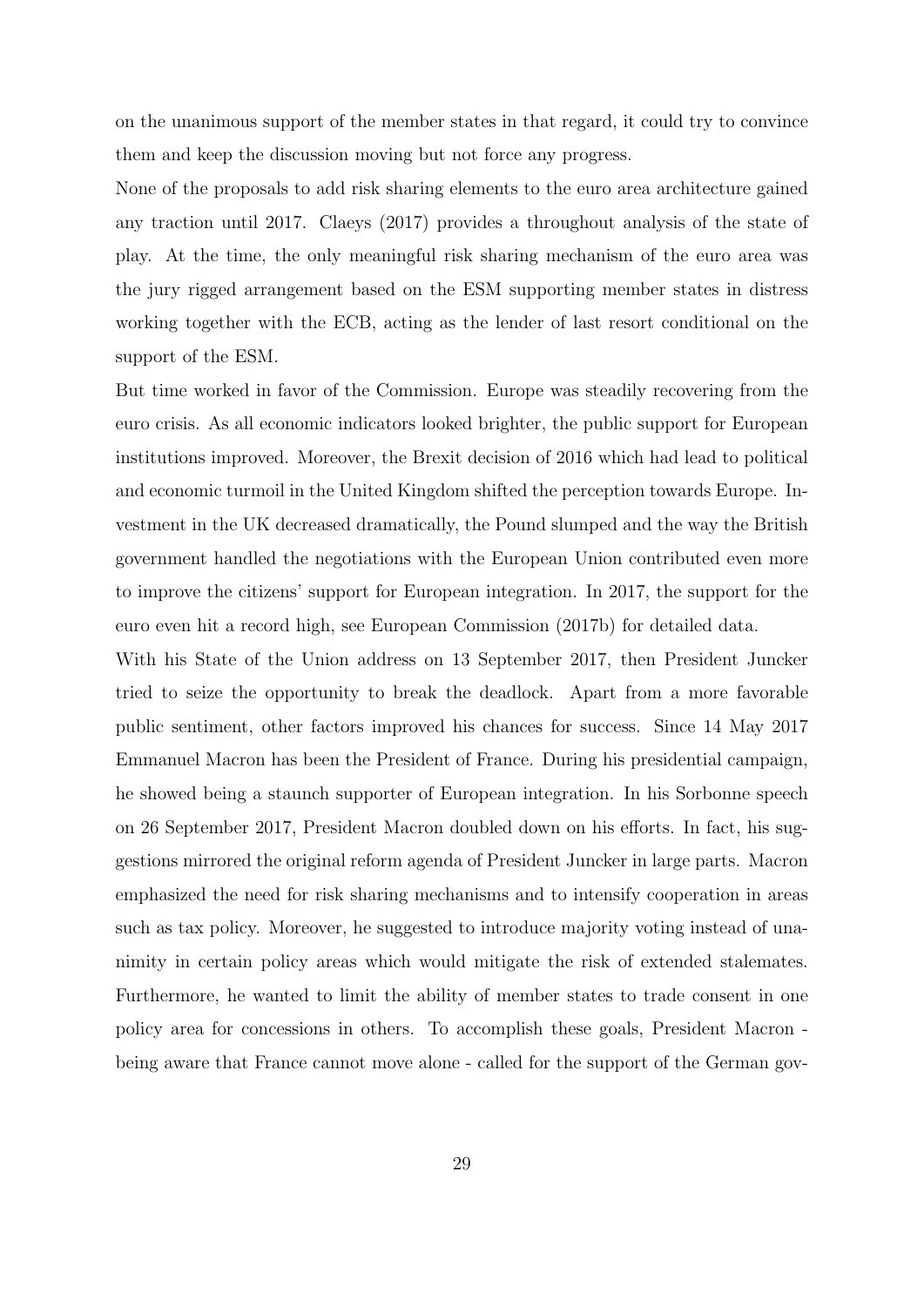on the unanimous support of the member states in that regard, it could try to convince them and keep the discussion moving but not force any progress.

None of the proposals to add risk sharing elements to the euro area architecture gained any traction until 2017. Claeys (2017) provides a throughout analysis of the state of play. At the time, the only meaningful risk sharing mechanism of the euro area was the jury rigged arrangement based on the ESM supporting member states in distress working together with the ECB, acting as the lender of last resort conditional on the support of the ESM.

But time worked in favor of the Commission. Europe was steadily recovering from the euro crisis. As all economic indicators looked brighter, the public support for European institutions improved. Moreover, the Brexit decision of 2016 which had lead to political and economic turmoil in the United Kingdom shifted the perception towards Europe. Investment in the UK decreased dramatically, the Pound slumped and the way the British government handled the negotiations with the European Union contributed even more to improve the citizens' support for European integration. In 2017, the support for the euro even hit a record high, see European Commission (2017b) for detailed data.

With his State of the Union address on 13 September 2017, then President Juncker tried to seize the opportunity to break the deadlock. Apart from a more favorable public sentiment, other factors improved his chances for success. Since 14 May 2017 Emmanuel Macron has been the President of France. During his presidential campaign, he showed being a staunch supporter of European integration. In his Sorbonne speech on 26 September 2017, President Macron doubled down on his efforts. In fact, his suggestions mirrored the original reform agenda of President Juncker in large parts. Macron emphasized the need for risk sharing mechanisms and to intensify cooperation in areas such as tax policy. Moreover, he suggested to introduce majority voting instead of unanimity in certain policy areas which would mitigate the risk of extended stalemates. Furthermore, he wanted to limit the ability of member states to trade consent in one policy area for concessions in others. To accomplish these goals, President Macron - being aware that France cannot move alone - called for the support of the German gov-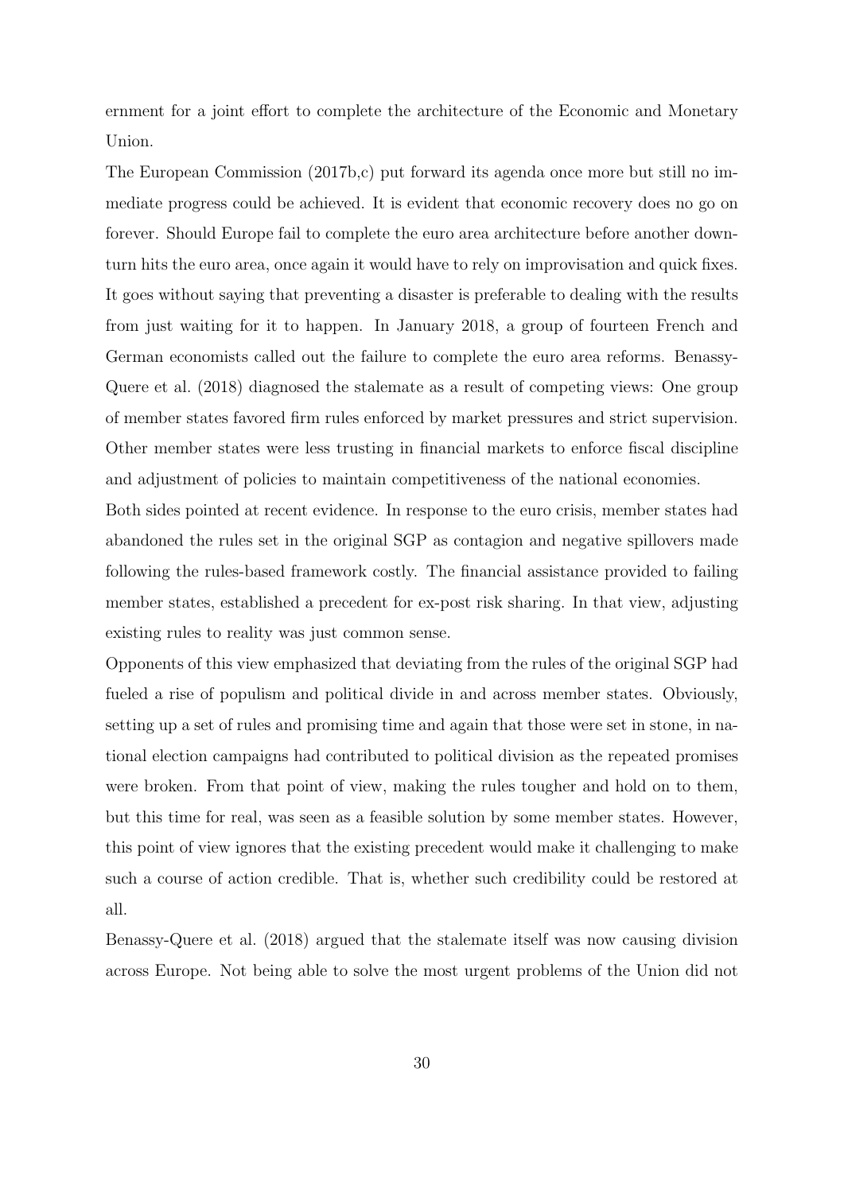ernment for a joint effort to complete the architecture of the Economic and Monetary Union.

The European Commission (2017b,c) put forward its agenda once more but still no immediate progress could be achieved. It is evident that economic recovery does no go on forever. Should Europe fail to complete the euro area architecture before another downturn hits the euro area, once again it would have to rely on improvisation and quick fixes. It goes without saying that preventing a disaster is preferable to dealing with the results from just waiting for it to happen. In January 2018, a group of fourteen French and German economists called out the failure to complete the euro area reforms. Benassy-Quere et al. (2018) diagnosed the stalemate as a result of competing views: One group of member states favored firm rules enforced by market pressures and strict supervision. Other member states were less trusting in financial markets to enforce fiscal discipline and adjustment of policies to maintain competitiveness of the national economies.

Both sides pointed at recent evidence. In response to the euro crisis, member states had abandoned the rules set in the original SGP as contagion and negative spillovers made following the rules-based framework costly. The financial assistance provided to failing member states, established a precedent for ex-post risk sharing. In that view, adjusting existing rules to reality was just common sense.

Opponents of this view emphasized that deviating from the rules of the original SGP had fueled a rise of populism and political divide in and across member states. Obviously, setting up a set of rules and promising time and again that those were set in stone, in national election campaigns had contributed to political division as the repeated promises were broken. From that point of view, making the rules tougher and hold on to them, but this time for real, was seen as a feasible solution by some member states. However, this point of view ignores that the existing precedent would make it challenging to make such a course of action credible. That is, whether such credibility could be restored at all.

Benassy-Quere et al. (2018) argued that the stalemate itself was now causing division across Europe. Not being able to solve the most urgent problems of the Union did not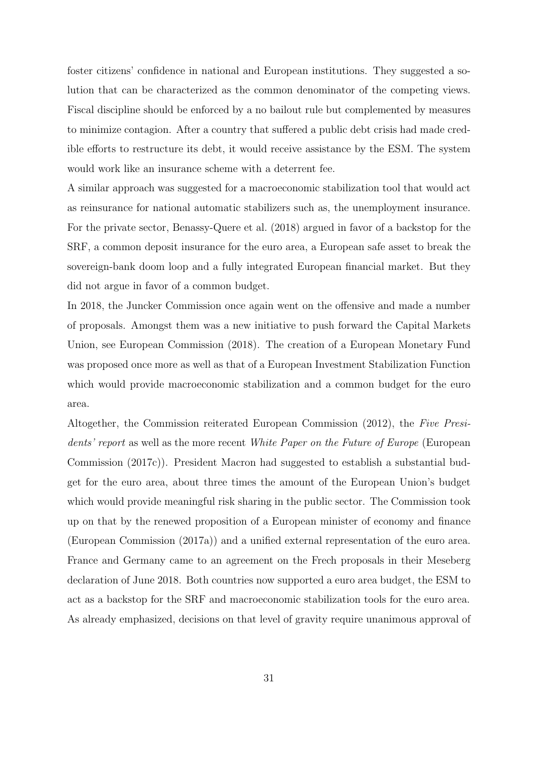foster citizens' confidence in national and European institutions. They suggested a solution that can be characterized as the common denominator of the competing views. Fiscal discipline should be enforced by a no bailout rule but complemented by measures to minimize contagion. After a country that suffered a public debt crisis had made credible efforts to restructure its debt, it would receive assistance by the ESM. The system would work like an insurance scheme with a deterrent fee.

A similar approach was suggested for a macroeconomic stabilization tool that would act as reinsurance for national automatic stabilizers such as, the unemployment insurance. For the private sector, Benassy-Quere et al. (2018) argued in favor of a backstop for the SRF, a common deposit insurance for the euro area, a European safe asset to break the sovereign-bank doom loop and a fully integrated European financial market. But they did not argue in favor of a common budget.

In 2018, the Juncker Commission once again went on the offensive and made a number of proposals. Amongst them was a new initiative to push forward the Capital Markets Union, see European Commission (2018). The creation of a European Monetary Fund was proposed once more as well as that of a European Investment Stabilization Function which would provide macroeconomic stabilization and a common budget for the euro area.

Altogether, the Commission reiterated European Commission (2012), the *Five Presidents' report* as well as the more recent *White Paper on the Future of Europe* (European Commission (2017c)). President Macron had suggested to establish a substantial budget for the euro area, about three times the amount of the European Union's budget which would provide meaningful risk sharing in the public sector. The Commission took up on that by the renewed proposition of a European minister of economy and finance (European Commission (2017a)) and a unified external representation of the euro area. France and Germany came to an agreement on the Frech proposals in their Meseberg declaration of June 2018. Both countries now supported a euro area budget, the ESM to act as a backstop for the SRF and macroeconomic stabilization tools for the euro area. As already emphasized, decisions on that level of gravity require unanimous approval of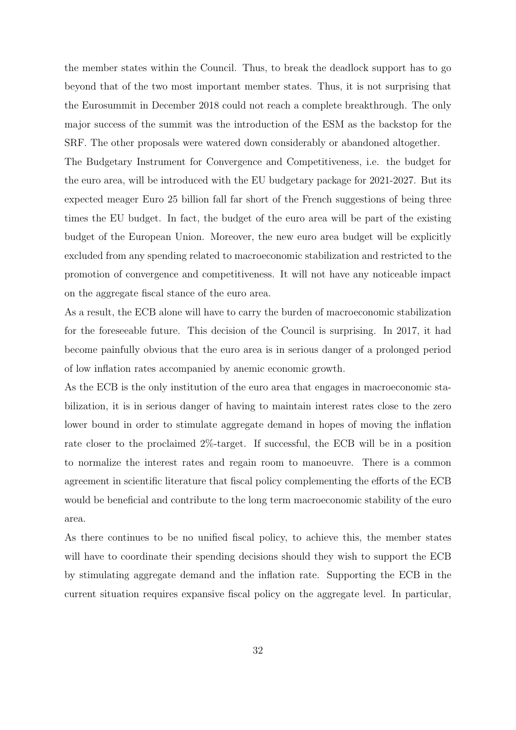the member states within the Council. Thus, to break the deadlock support has to go beyond that of the two most important member states. Thus, it is not surprising that the Eurosummit in December 2018 could not reach a complete breakthrough. The only major success of the summit was the introduction of the ESM as the backstop for the SRF. The other proposals were watered down considerably or abandoned altogether.

The Budgetary Instrument for Convergence and Competitiveness, i.e. the budget for the euro area, will be introduced with the EU budgetary package for 2021-2027. But its expected meager Euro 25 billion fall far short of the French suggestions of being three times the EU budget. In fact, the budget of the euro area will be part of the existing budget of the European Union. Moreover, the new euro area budget will be explicitly excluded from any spending related to macroeconomic stabilization and restricted to the promotion of convergence and competitiveness. It will not have any noticeable impact on the aggregate fiscal stance of the euro area.

As a result, the ECB alone will have to carry the burden of macroeconomic stabilization for the foreseeable future. This decision of the Council is surprising. In 2017, it had become painfully obvious that the euro area is in serious danger of a prolonged period of low inflation rates accompanied by anemic economic growth.

As the ECB is the only institution of the euro area that engages in macroeconomic stabilization, it is in serious danger of having to maintain interest rates close to the zero lower bound in order to stimulate aggregate demand in hopes of moving the inflation rate closer to the proclaimed 2%-target. If successful, the ECB will be in a position to normalize the interest rates and regain room to manoeuvre. There is a common agreement in scientific literature that fiscal policy complementing the efforts of the ECB would be beneficial and contribute to the long term macroeconomic stability of the euro area.

As there continues to be no unified fiscal policy, to achieve this, the member states will have to coordinate their spending decisions should they wish to support the ECB by stimulating aggregate demand and the inflation rate. Supporting the ECB in the current situation requires expansive fiscal policy on the aggregate level. In particular,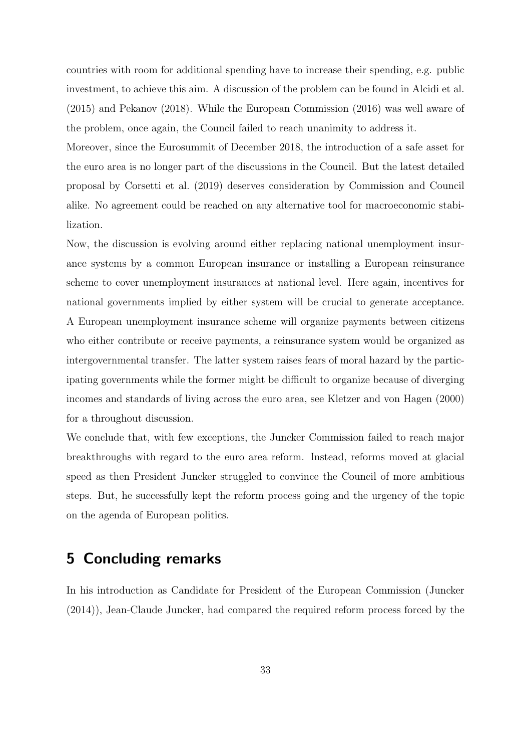countries with room for additional spending have to increase their spending, e.g. public investment, to achieve this aim. A discussion of the problem can be found in Alcidi et al. (2015) and Pekanov (2018). While the European Commission (2016) was well aware of the problem, once again, the Council failed to reach unanimity to address it.

Moreover, since the Eurosummit of December 2018, the introduction of a safe asset for the euro area is no longer part of the discussions in the Council. But the latest detailed proposal by Corsetti et al. (2019) deserves consideration by Commission and Council alike. No agreement could be reached on any alternative tool for macroeconomic stabilization.

Now, the discussion is evolving around either replacing national unemployment insurance systems by a common European insurance or installing a European reinsurance scheme to cover unemployment insurances at national level. Here again, incentives for national governments implied by either system will be crucial to generate acceptance. A European unemployment insurance scheme will organize payments between citizens who either contribute or receive payments, a reinsurance system would be organized as intergovernmental transfer. The latter system raises fears of moral hazard by the participating governments while the former might be difficult to organize because of diverging incomes and standards of living across the euro area, see Kletzer and von Hagen (2000) for a throughout discussion.

We conclude that, with few exceptions, the Juncker Commission failed to reach major breakthroughs with regard to the euro area reform. Instead, reforms moved at glacial speed as then President Juncker struggled to convince the Council of more ambitious steps. But, he successfully kept the reform process going and the urgency of the topic on the agenda of European politics.

## 5 Concluding remarks

In his introduction as Candidate for President of the European Commission (Juncker (2014)), Jean-Claude Juncker, had compared the required reform process forced by the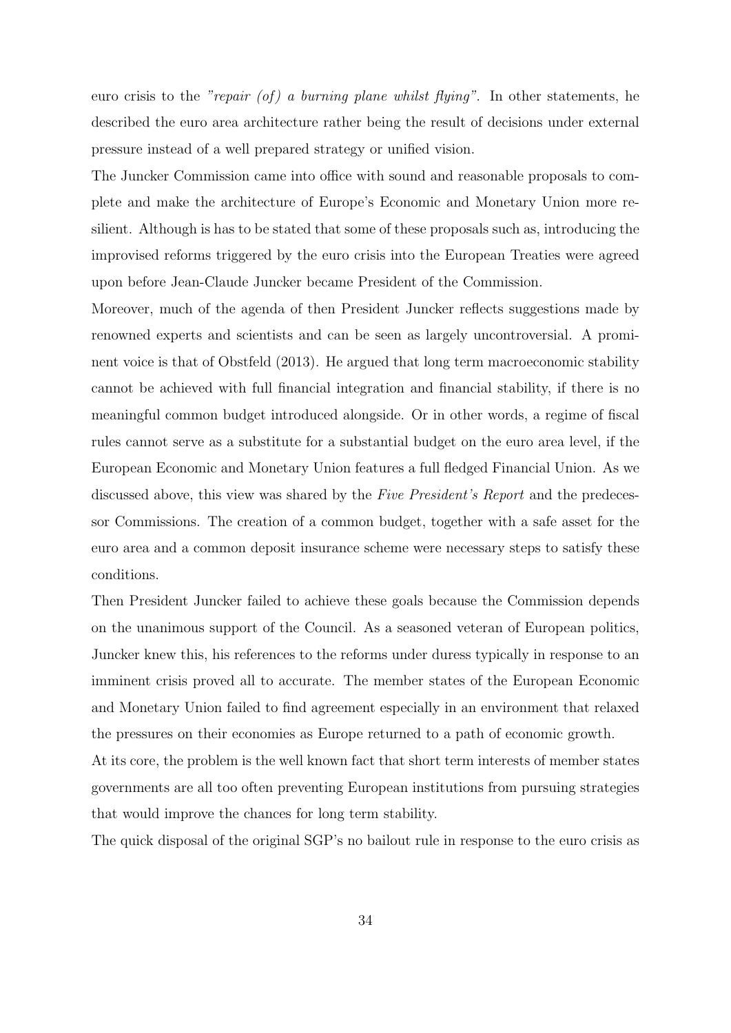euro crisis to the *"repair (of) a burning plane whilst flying"*. In other statements, he described the euro area architecture rather being the result of decisions under external pressure instead of a well prepared strategy or unified vision.

The Juncker Commission came into office with sound and reasonable proposals to complete and make the architecture of Europe's Economic and Monetary Union more resilient. Although is has to be stated that some of these proposals such as, introducing the improvised reforms triggered by the euro crisis into the European Treaties were agreed upon before Jean-Claude Juncker became President of the Commission.

Moreover, much of the agenda of then President Juncker reflects suggestions made by renowned experts and scientists and can be seen as largely uncontroversial. A prominent voice is that of Obstfeld (2013). He argued that long term macroeconomic stability cannot be achieved with full financial integration and financial stability, if there is no meaningful common budget introduced alongside. Or in other words, a regime of fiscal rules cannot serve as a substitute for a substantial budget on the euro area level, if the European Economic and Monetary Union features a full fledged Financial Union. As we discussed above, this view was shared by the *Five President's Report* and the predecessor Commissions. The creation of a common budget, together with a safe asset for the euro area and a common deposit insurance scheme were necessary steps to satisfy these conditions.

Then President Juncker failed to achieve these goals because the Commission depends on the unanimous support of the Council. As a seasoned veteran of European politics, Juncker knew this, his references to the reforms under duress typically in response to an imminent crisis proved all to accurate. The member states of the European Economic and Monetary Union failed to find agreement especially in an environment that relaxed the pressures on their economies as Europe returned to a path of economic growth.

At its core, the problem is the well known fact that short term interests of member states governments are all too often preventing European institutions from pursuing strategies that would improve the chances for long term stability.

The quick disposal of the original SGP's no bailout rule in response to the euro crisis as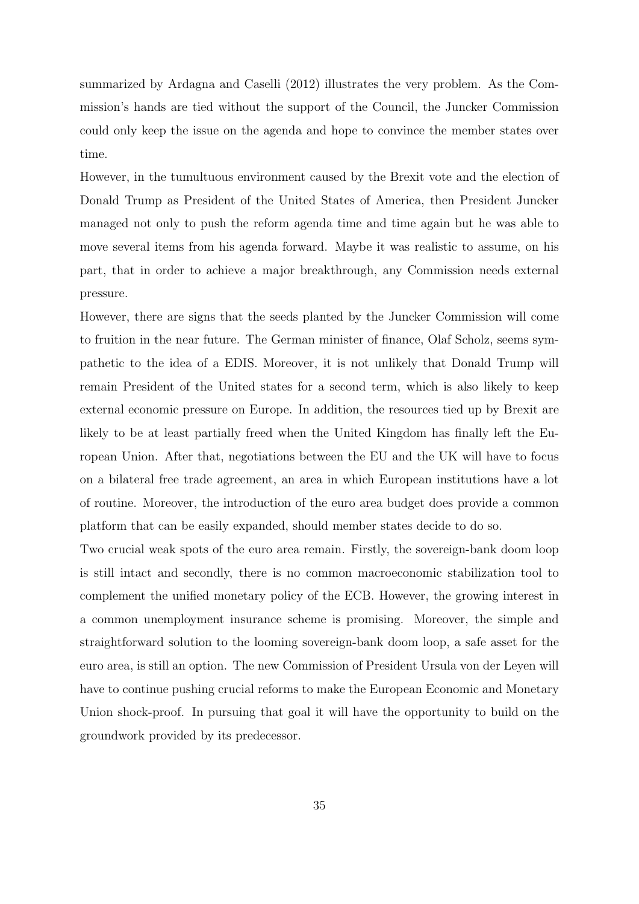summarized by Ardagna and Caselli (2012) illustrates the very problem. As the Commission's hands are tied without the support of the Council, the Juncker Commission could only keep the issue on the agenda and hope to convince the member states over time.

However, in the tumultuous environment caused by the Brexit vote and the election of Donald Trump as President of the United States of America, then President Juncker managed not only to push the reform agenda time and time again but he was able to move several items from his agenda forward. Maybe it was realistic to assume, on his part, that in order to achieve a major breakthrough, any Commission needs external pressure.

However, there are signs that the seeds planted by the Juncker Commission will come to fruition in the near future. The German minister of finance, Olaf Scholz, seems sympathetic to the idea of a EDIS. Moreover, it is not unlikely that Donald Trump will remain President of the United states for a second term, which is also likely to keep external economic pressure on Europe. In addition, the resources tied up by Brexit are likely to be at least partially freed when the United Kingdom has finally left the European Union. After that, negotiations between the EU and the UK will have to focus on a bilateral free trade agreement, an area in which European institutions have a lot of routine. Moreover, the introduction of the euro area budget does provide a common platform that can be easily expanded, should member states decide to do so.

Two crucial weak spots of the euro area remain. Firstly, the sovereign-bank doom loop is still intact and secondly, there is no common macroeconomic stabilization tool to complement the unified monetary policy of the ECB. However, the growing interest in a common unemployment insurance scheme is promising. Moreover, the simple and straightforward solution to the looming sovereign-bank doom loop, a safe asset for the euro area, is still an option. The new Commission of President Ursula von der Leyen will have to continue pushing crucial reforms to make the European Economic and Monetary Union shock-proof. In pursuing that goal it will have the opportunity to build on the groundwork provided by its predecessor.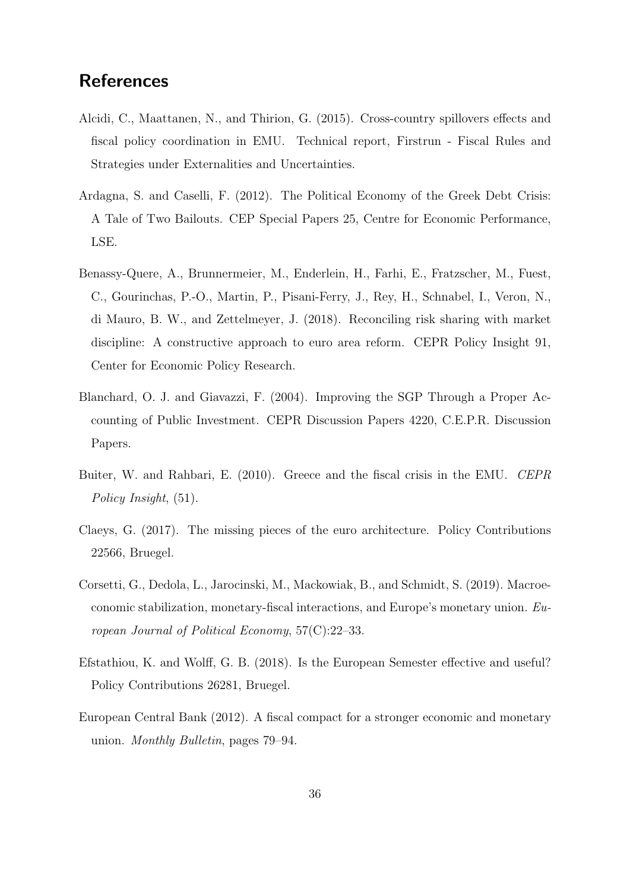## References

Alcidi, C., Maattanen, N., and Thirion, G. (2015). Cross-country spillovers effects and fiscal policy coordination in EMU. Technical report, Firstrun - Fiscal Rules and Strategies under Externalities and Uncertainties.

Ardagna, S. and Caselli, F. (2012). The Political Economy of the Greek Debt Crisis: A Tale of Two Bailouts. CEP Special Papers 25, Centre for Economic Performance, LSE.

Benassy-Quere, A., Brunnermeier, M., Enderlein, H., Farhi, E., Fratzscher, M., Fuest, C., Gourinchas, P.-O., Martin, P., Pisani-Ferry, J., Rey, H., Schnabel, I., Veron, N., di Mauro, B. W., and Zettelmeyer, J. (2018). Reconciling risk sharing with market discipline: A constructive approach to euro area reform. CEPR Policy Insight 91, Center for Economic Policy Research.

Blanchard, O. J. and Giavazzi, F. (2004). Improving the SGP Through a Proper Accounting of Public Investment. CEPR Discussion Papers 4220, C.E.P.R. Discussion Papers.

Buiter, W. and Rahbari, E. (2010). Greece and the fiscal crisis in the EMU. *CEPR Policy Insight*, (51).

Claeys, G. (2017). The missing pieces of the euro architecture. Policy Contributions 22566, Bruegel.

Corsetti, G., Dedola, L., Jarocinski, M., Mackowiak, B., and Schmidt, S. (2019). Macroeconomic stabilization, monetary-fiscal interactions, and Europe's monetary union. *European Journal of Political Economy*, 57(C):22–33.

Efstathiou, K. and Wolff, G. B. (2018). Is the European Semester effective and useful? Policy Contributions 26281, Bruegel.

European Central Bank (2012). A fiscal compact for a stronger economic and monetary union. *Monthly Bulletin*, pages 79–94.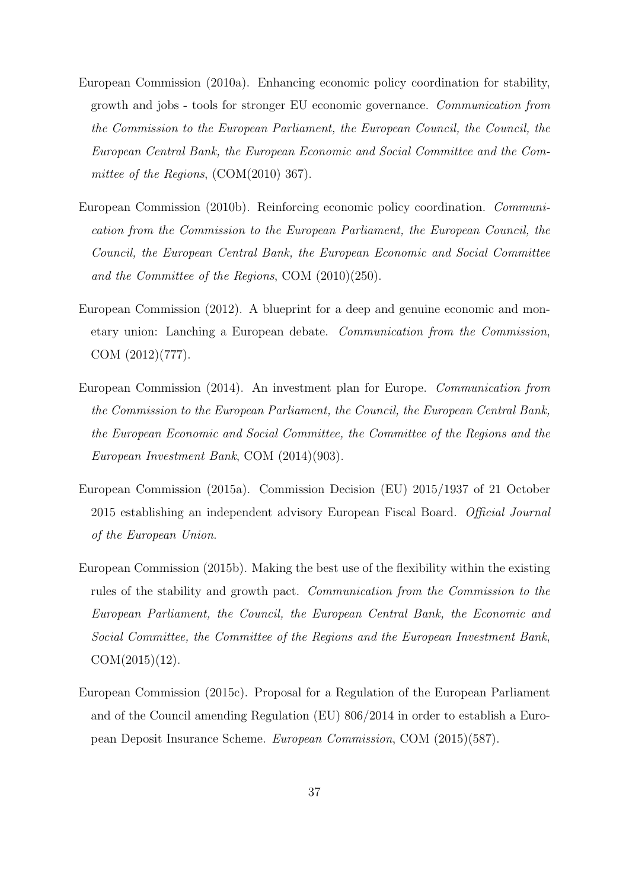European Commission (2010a). Enhancing economic policy coordination for stability, growth and jobs - tools for stronger EU economic governance. *Communication from the Commission to the European Parliament, the European Council, the Council, the European Central Bank, the European Economic and Social Committee and the Committee of the Regions*, (COM(2010) 367).

European Commission (2010b). Reinforcing economic policy coordination. *Communication from the Commission to the European Parliament, the European Council, the Council, the European Central Bank, the European Economic and Social Committee and the Committee of the Regions*, COM (2010)(250).

European Commission (2012). A blueprint for a deep and genuine economic and monetary union: Lanching a European debate. *Communication from the Commission*, COM (2012)(777).

European Commission (2014). An investment plan for Europe. *Communication from the Commission to the European Parliament, the Council, the European Central Bank, the European Economic and Social Committee, the Committee of the Regions and the European Investment Bank*, COM (2014)(903).

European Commission (2015a). Commission Decision (EU) 2015/1937 of 21 October 2015 establishing an independent advisory European Fiscal Board. *Official Journal of the European Union*.

European Commission (2015b). Making the best use of the flexibility within the existing rules of the stability and growth pact. *Communication from the Commission to the European Parliament, the Council, the European Central Bank, the Economic and Social Committee, the Committee of the Regions and the European Investment Bank*, COM(2015)(12).

European Commission (2015c). Proposal for a Regulation of the European Parliament and of the Council amending Regulation (EU) 806/2014 in order to establish a European Deposit Insurance Scheme. *European Commission*, COM (2015)(587).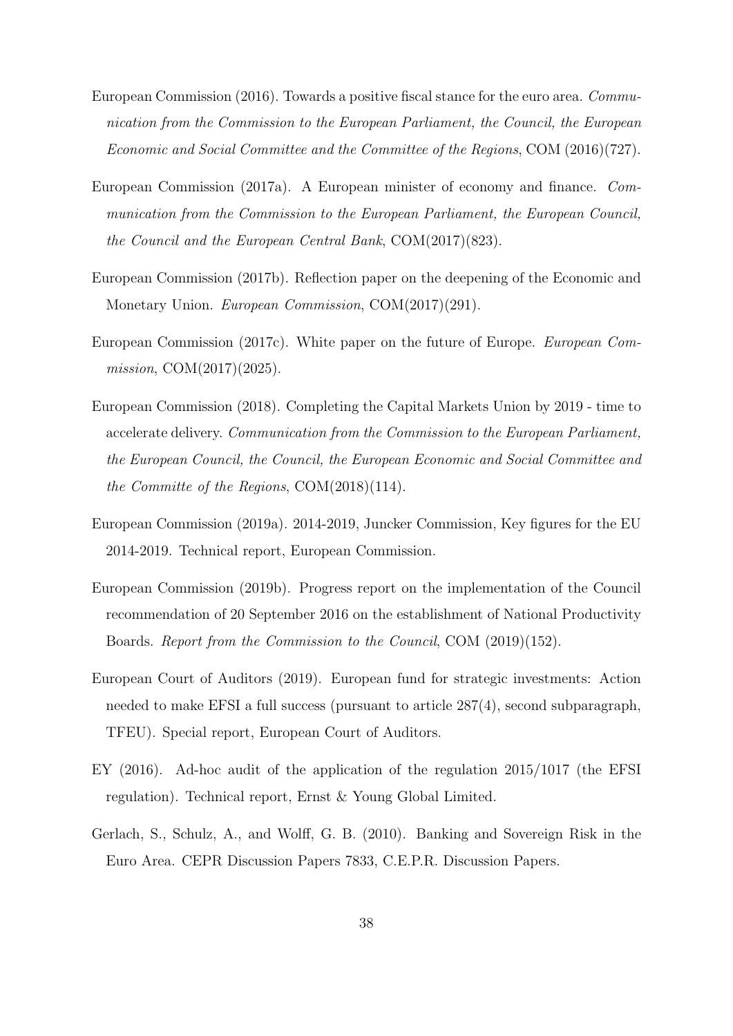European Commission (2016). Towards a positive fiscal stance for the euro area. *Communication from the Commission to the European Parliament, the Council, the European Economic and Social Committee and the Committee of the Regions*, COM (2016)(727).

European Commission (2017a). A European minister of economy and finance. *Communication from the Commission to the European Parliament, the European Council, the Council and the European Central Bank*, COM(2017)(823).

European Commission (2017b). Reflection paper on the deepening of the Economic and Monetary Union. *European Commission*, COM(2017)(291).

European Commission (2017c). White paper on the future of Europe. *European Commission*, COM(2017)(2025).

European Commission (2018). Completing the Capital Markets Union by 2019 - time to accelerate delivery. *Communication from the Commission to the European Parliament, the European Council, the Council, the European Economic and Social Committee and the Committe of the Regions*, COM(2018)(114).

European Commission (2019a). 2014-2019, Juncker Commission, Key figures for the EU 2014-2019. Technical report, European Commission.

European Commission (2019b). Progress report on the implementation of the Council recommendation of 20 September 2016 on the establishment of National Productivity Boards. *Report from the Commission to the Council*, COM (2019)(152).

European Court of Auditors (2019). European fund for strategic investments: Action needed to make EFSI a full success (pursuant to article 287(4), second subparagraph, TFEU). Special report, European Court of Auditors.

EY (2016). Ad-hoc audit of the application of the regulation 2015/1017 (the EFSI regulation). Technical report, Ernst & Young Global Limited.

Gerlach, S., Schulz, A., and Wolff, G. B. (2010). Banking and Sovereign Risk in the Euro Area. CEPR Discussion Papers 7833, C.E.P.R. Discussion Papers.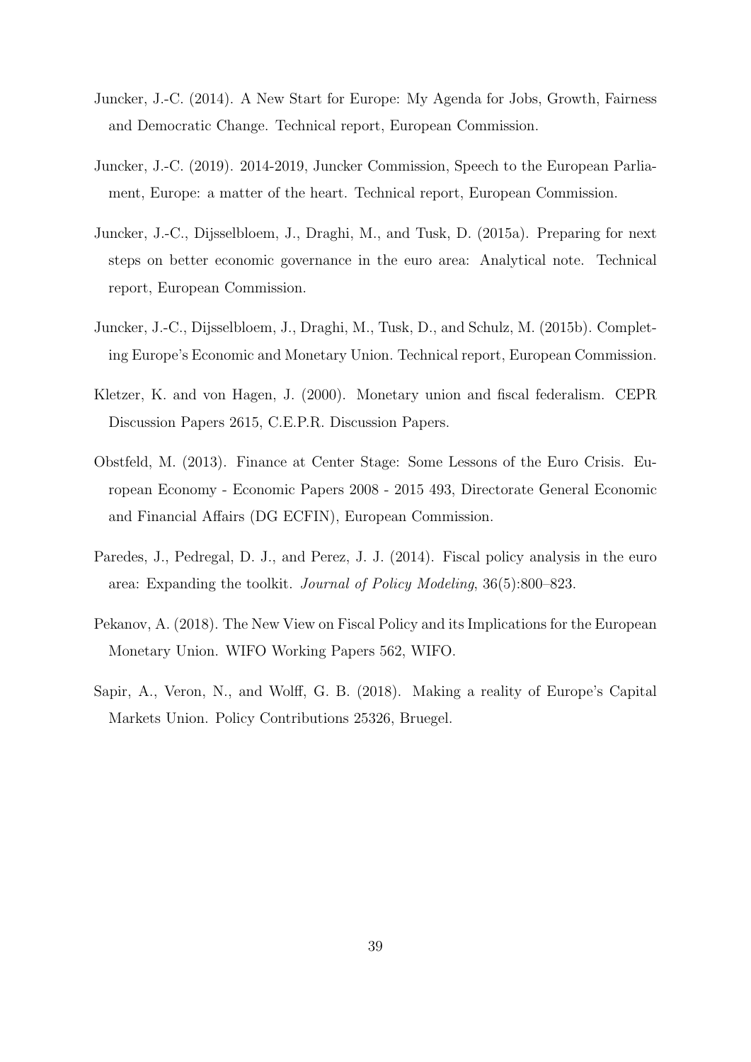Juncker, J.-C. (2014). A New Start for Europe: My Agenda for Jobs, Growth, Fairness and Democratic Change. Technical report, European Commission.

Juncker, J.-C. (2019). 2014-2019, Juncker Commission, Speech to the European Parliament, Europe: a matter of the heart. Technical report, European Commission.

Juncker, J.-C., Dijsselbloem, J., Draghi, M., and Tusk, D. (2015a). Preparing for next steps on better economic governance in the euro area: Analytical note. Technical report, European Commission.

Juncker, J.-C., Dijsselbloem, J., Draghi, M., Tusk, D., and Schulz, M. (2015b). Completing Europe's Economic and Monetary Union. Technical report, European Commission.

Kletzer, K. and von Hagen, J. (2000). Monetary union and fiscal federalism. CEPR Discussion Papers 2615, C.E.P.R. Discussion Papers.

Obstfeld, M. (2013). Finance at Center Stage: Some Lessons of the Euro Crisis. European Economy - Economic Papers 2008 - 2015 493, Directorate General Economic and Financial Affairs (DG ECFIN), European Commission.

Paredes, J., Pedregal, D. J., and Perez, J. J. (2014). Fiscal policy analysis in the euro area: Expanding the toolkit. *Journal of Policy Modeling*, 36(5):800–823.

Pekanov, A. (2018). The New View on Fiscal Policy and its Implications for the European Monetary Union. WIFO Working Papers 562, WIFO.

Sapir, A., Veron, N., and Wolff, G. B. (2018). Making a reality of Europe's Capital Markets Union. Policy Contributions 25326, Bruegel.